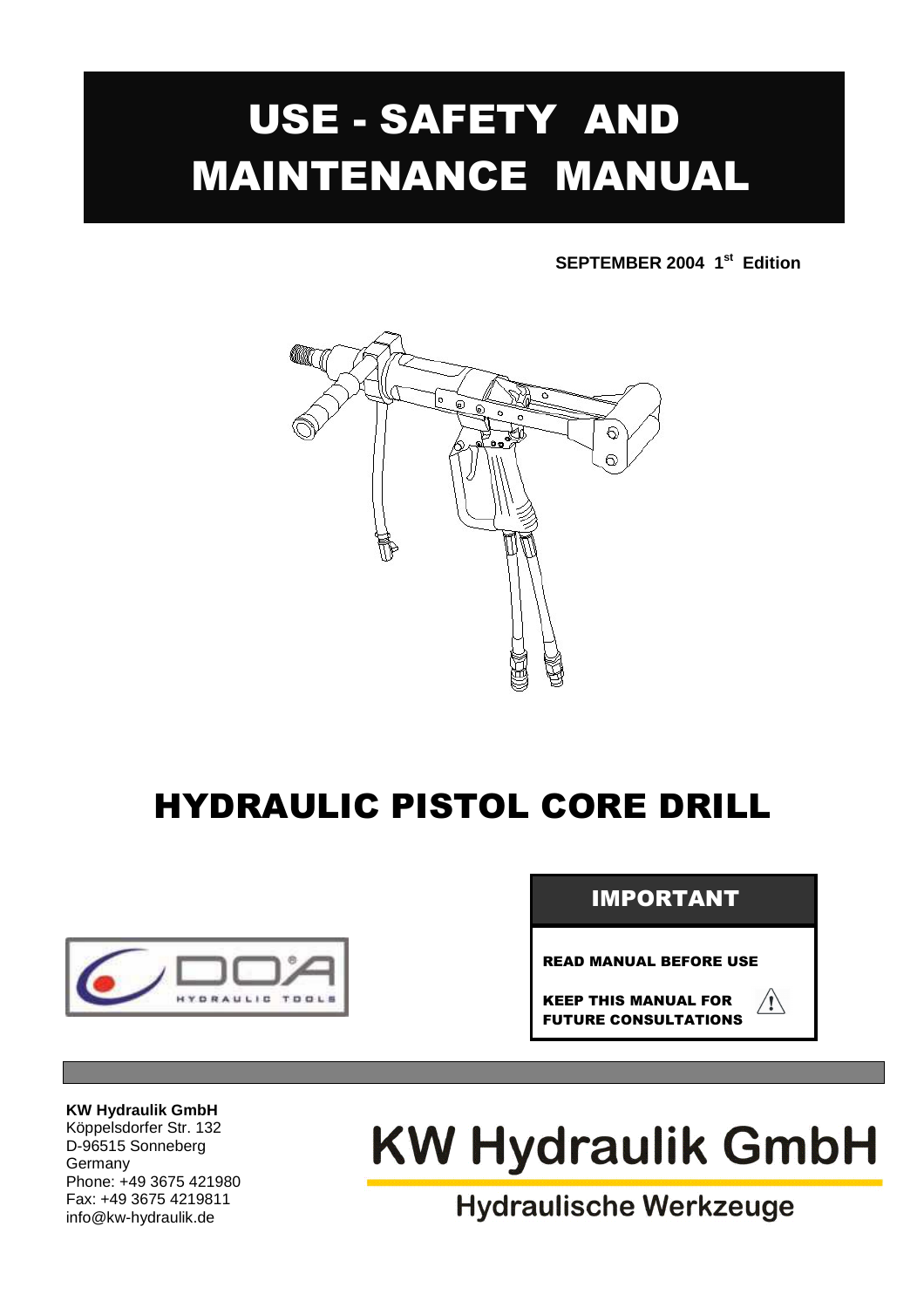# USE - SAFETY AND MAINTENANCE MANUAL

**SEPTEMBER 2004 1st Edition**

# HYDRAULIC PISTOL CORE DRILL

DOA HYDRAULIC TOOLS

**IMPORTANT**

**READ MANUAL BEFORE USE**

**KEEP THIS MANUAL FOR FUTURE CONSULTATIONS**

**KW Hydraulik GmbH**
Köppelsdorfer Str. 132
D-96515 Sonneberg
Germany
Phone: +49 3675 421980
Fax: +49 3675 4219811
info@kw-hydraulik.de

**KW Hydraulik GmbH**

**Hydraulische Werkzeuge**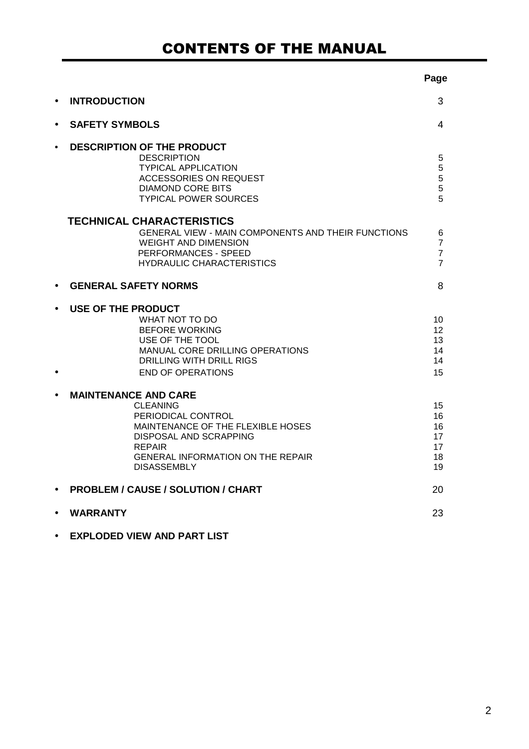# CONTENTS OF THE MANUAL

| | Page |
|---|---|
| • **INTRODUCTION** | 3 |
| • **SAFETY SYMBOLS** | 4 |
| • **DESCRIPTION OF THE PRODUCT** | |
| DESCRIPTION | 5 |
| TYPICAL APPLICATION | 5 |
| ACCESSORIES ON REQUEST | 5 |
| DIAMOND CORE BITS | 5 |
| TYPICAL POWER SOURCES | 5 |
| **TECHNICAL CHARACTERISTICS** | |
| GENERAL VIEW - MAIN COMPONENTS AND THEIR FUNCTIONS | 6 |
| WEIGHT AND DIMENSION | 7 |
| PERFORMANCES - SPEED | 7 |
| HYDRAULIC CHARACTERISTICS | 7 |
| • **GENERAL SAFETY NORMS** | 8 |
| • **USE OF THE PRODUCT** | |
| WHAT NOT TO DO | 10 |
| BEFORE WORKING | 12 |
| USE OF THE TOOL | 13 |
| MANUAL CORE DRILLING OPERATIONS | 14 |
| DRILLING WITH DRILL RIGS | 14 |
| • END OF OPERATIONS | 15 |
| • **MAINTENANCE AND CARE** | |
| CLEANING | 15 |
| PERIODICAL CONTROL | 16 |
| MAINTENANCE OF THE FLEXIBLE HOSES | 16 |
| DISPOSAL AND SCRAPPING | 17 |
| REPAIR | 17 |
| GENERAL INFORMATION ON THE REPAIR | 18 |
| DISASSEMBLY | 19 |
| • **PROBLEM / CAUSE / SOLUTION / CHART** | 20 |
| • **WARRANTY** | 23 |
| • **EXPLODED VIEW AND PART LIST** | |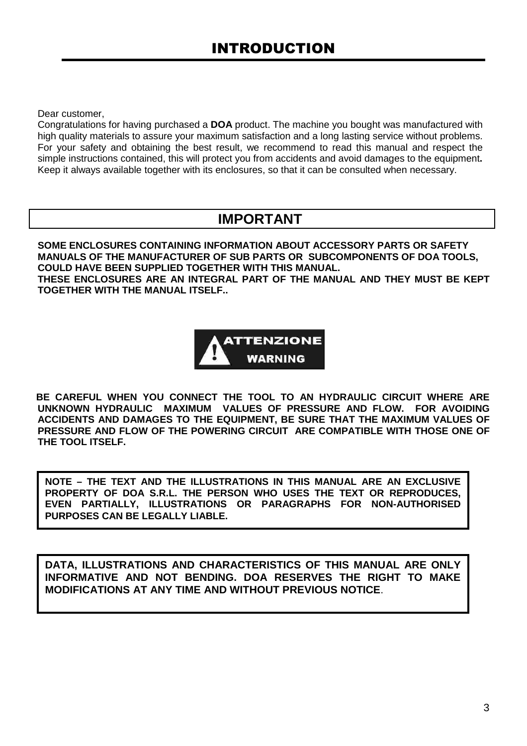# INTRODUCTION

Dear customer,
Congratulations for having purchased a **DOA** product. The machine you bought was manufactured with high quality materials to assure your maximum satisfaction and a long lasting service without problems. For your safety and obtaining the best result, we recommend to read this manual and respect the simple instructions contained, this will protect you from accidents and avoid damages to the equipment**.** Keep it always available together with its enclosures, so that it can be consulted when necessary.

## IMPORTANT

**SOME ENCLOSURES CONTAINING INFORMATION ABOUT ACCESSORY PARTS OR SAFETY MANUALS OF THE MANUFACTURER OF SUB PARTS OR SUBCOMPONENTS OF DOA TOOLS, COULD HAVE BEEN SUPPLIED TOGETHER WITH THIS MANUAL.**
**THESE ENCLOSURES ARE AN INTEGRAL PART OF THE MANUAL AND THEY MUST BE KEPT TOGETHER WITH THE MANUAL ITSELF..**

**ATTENZIONE**
**WARNING**

**BE CAREFUL WHEN YOU CONNECT THE TOOL TO AN HYDRAULIC CIRCUIT WHERE ARE UNKNOWN HYDRAULIC MAXIMUM VALUES OF PRESSURE AND FLOW. FOR AVOIDING ACCIDENTS AND DAMAGES TO THE EQUIPMENT, BE SURE THAT THE MAXIMUM VALUES OF PRESSURE AND FLOW OF THE POWERING CIRCUIT ARE COMPATIBLE WITH THOSE ONE OF THE TOOL ITSELF.**

**NOTE – THE TEXT AND THE ILLUSTRATIONS IN THIS MANUAL ARE AN EXCLUSIVE PROPERTY OF DOA S.R.L. THE PERSON WHO USES THE TEXT OR REPRODUCES, EVEN PARTIALLY, ILLUSTRATIONS OR PARAGRAPHS FOR NON-AUTHORISED PURPOSES CAN BE LEGALLY LIABLE.**

**DATA, ILLUSTRATIONS AND CHARACTERISTICS OF THIS MANUAL ARE ONLY INFORMATIVE AND NOT BENDING. DOA RESERVES THE RIGHT TO MAKE MODIFICATIONS AT ANY TIME AND WITHOUT PREVIOUS NOTICE**.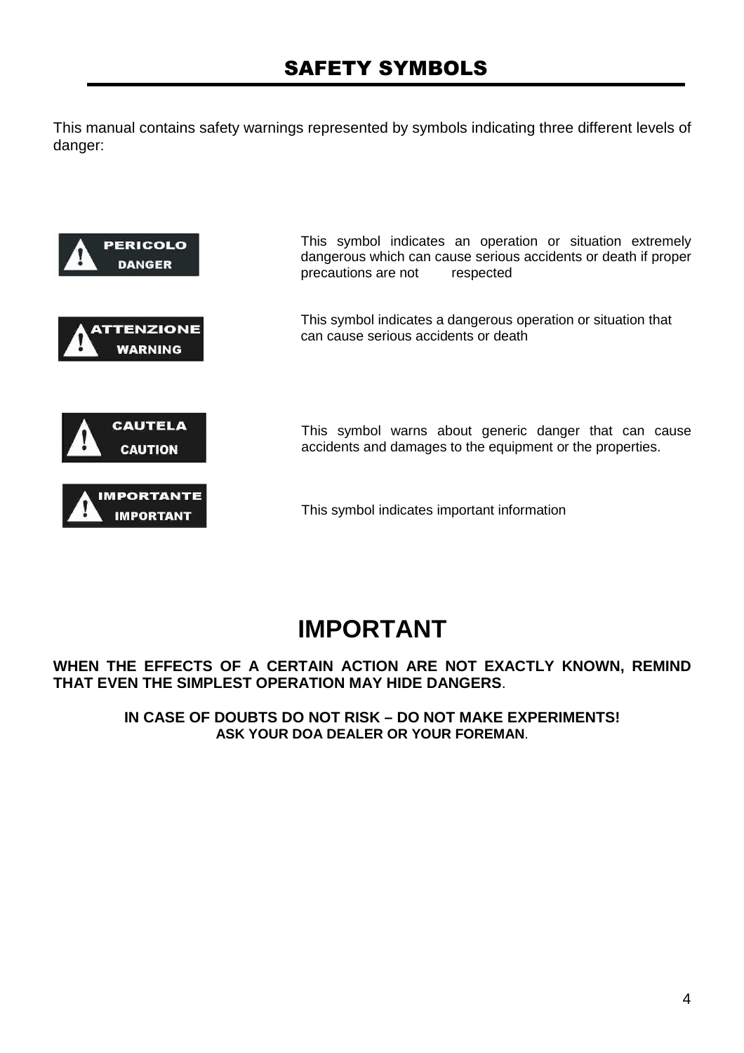# SAFETY SYMBOLS

This manual contains safety warnings represented by symbols indicating three different levels of danger:

| Symbol | Description |
| --- | --- |
| PERICOLO DANGER | This symbol indicates an operation or situation extremely dangerous which can cause serious accidents or death if proper precautions are not respected |
| ATTENZIONE WARNING | This symbol indicates a dangerous operation or situation that can cause serious accidents or death |
| CAUTELA CAUTION | This symbol warns about generic danger that can cause accidents and damages to the equipment or the properties. |
| IMPORTANTE IMPORTANT | This symbol indicates important information |

# IMPORTANT

**WHEN THE EFFECTS OF A CERTAIN ACTION ARE NOT EXACTLY KNOWN, REMIND THAT EVEN THE SIMPLEST OPERATION MAY HIDE DANGERS**.

**IN CASE OF DOUBTS DO NOT RISK – DO NOT MAKE EXPERIMENTS!**
**ASK YOUR DOA DEALER OR YOUR FOREMAN**.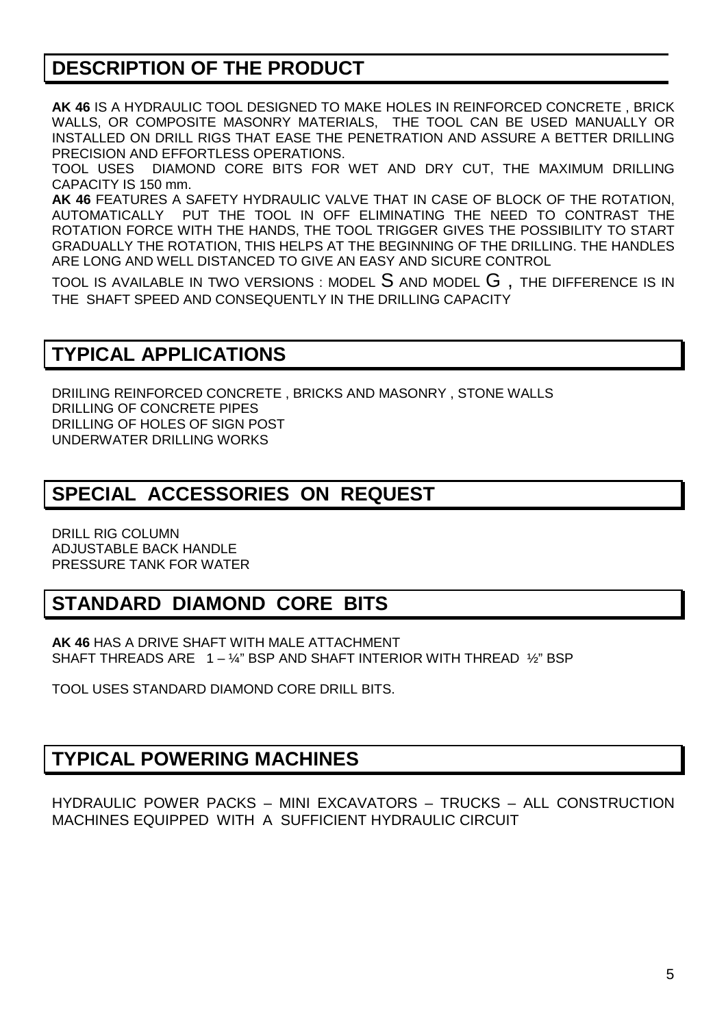## DESCRIPTION OF THE PRODUCT

**AK 46** IS A HYDRAULIC TOOL DESIGNED TO MAKE HOLES IN REINFORCED CONCRETE , BRICK WALLS, OR COMPOSITE MASONRY MATERIALS, THE TOOL CAN BE USED MANUALLY OR INSTALLED ON DRILL RIGS THAT EASE THE PENETRATION AND ASSURE A BETTER DRILLING PRECISION AND EFFORTLESS OPERATIONS.
TOOL USES DIAMOND CORE BITS FOR WET AND DRY CUT, THE MAXIMUM DRILLING CAPACITY IS 150 mm.
**AK 46** FEATURES A SAFETY HYDRAULIC VALVE THAT IN CASE OF BLOCK OF THE ROTATION, AUTOMATICALLY PUT THE TOOL IN OFF ELIMINATING THE NEED TO CONTRAST THE ROTATION FORCE WITH THE HANDS, THE TOOL TRIGGER GIVES THE POSSIBILITY TO START GRADUALLY THE ROTATION, THIS HELPS AT THE BEGINNING OF THE DRILLING. THE HANDLES ARE LONG AND WELL DISTANCED TO GIVE AN EASY AND SICURE CONTROL

TOOL IS AVAILABLE IN TWO VERSIONS : MODEL S AND MODEL G , THE DIFFERENCE IS IN THE SHAFT SPEED AND CONSEQUENTLY IN THE DRILLING CAPACITY

## TYPICAL APPLICATIONS

DRIILING REINFORCED CONCRETE , BRICKS AND MASONRY , STONE WALLS
DRILLING OF CONCRETE PIPES
DRILLING OF HOLES OF SIGN POST
UNDERWATER DRILLING WORKS

## SPECIAL ACCESSORIES ON REQUEST

DRILL RIG COLUMN
ADJUSTABLE BACK HANDLE
PRESSURE TANK FOR WATER

## STANDARD DIAMOND CORE BITS

**AK 46** HAS A DRIVE SHAFT WITH MALE ATTACHMENT
SHAFT THREADS ARE 1 – ¼" BSP AND SHAFT INTERIOR WITH THREAD ½" BSP

TOOL USES STANDARD DIAMOND CORE DRILL BITS.

## TYPICAL POWERING MACHINES

HYDRAULIC POWER PACKS – MINI EXCAVATORS – TRUCKS – ALL CONSTRUCTION MACHINES EQUIPPED WITH A SUFFICIENT HYDRAULIC CIRCUIT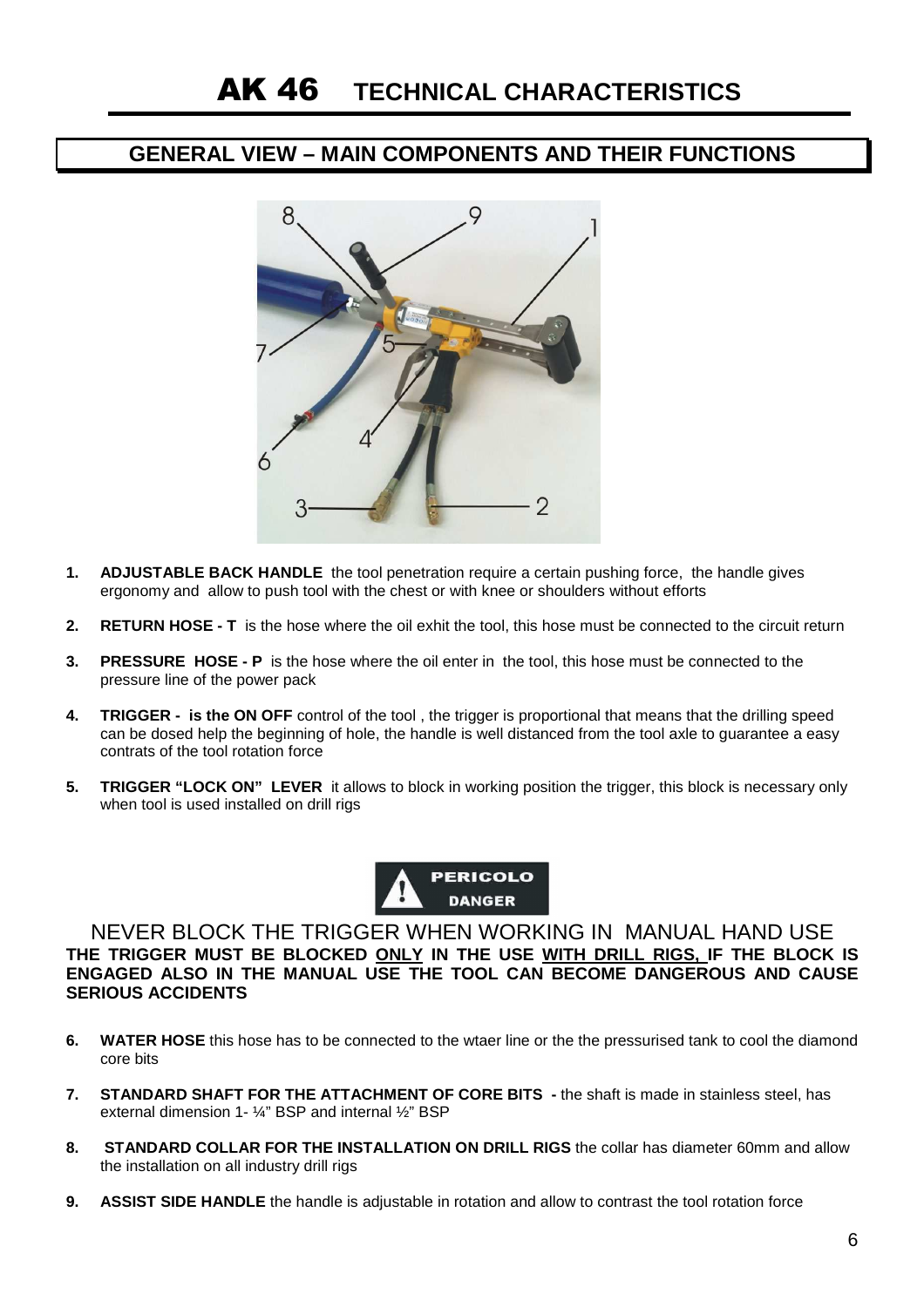# AK 46 TECHNICAL CHARACTERISTICS

## GENERAL VIEW – MAIN COMPONENTS AND THEIR FUNCTIONS

1. **ADJUSTABLE BACK HANDLE** the tool penetration require a certain pushing force, the handle gives ergonomy and allow to push tool with the chest or with knee or shoulders without efforts
2. **RETURN HOSE - T** is the hose where the oil exhit the tool, this hose must be connected to the circuit return
3. **PRESSURE HOSE - P** is the hose where the oil enter in the tool, this hose must be connected to the pressure line of the power pack
4. **TRIGGER - is the ON OFF** control of the tool , the trigger is proportional that means that the drilling speed can be dosed help the beginning of hole, the handle is well distanced from the tool axle to guarantee a easy contrats of the tool rotation force
5. **TRIGGER "LOCK ON" LEVER** it allows to block in working position the trigger, this block is necessary only when tool is used installed on drill rigs

**PERICOLO**
**DANGER**

NEVER BLOCK THE TRIGGER WHEN WORKING IN MANUAL HAND USE

**THE TRIGGER MUST BE BLOCKED ONLY IN THE USE WITH DRILL RIGS, IF THE BLOCK IS ENGAGED ALSO IN THE MANUAL USE THE TOOL CAN BECOME DANGEROUS AND CAUSE SERIOUS ACCIDENTS**

6. **WATER HOSE** this hose has to be connected to the wtaer line or the the pressurised tank to cool the diamond core bits
7. **STANDARD SHAFT FOR THE ATTACHMENT OF CORE BITS -** the shaft is made in stainless steel, has external dimension 1- ¼" BSP and internal ½" BSP
8. **STANDARD COLLAR FOR THE INSTALLATION ON DRILL RIGS** the collar has diameter 60mm and allow the installation on all industry drill rigs
9. **ASSIST SIDE HANDLE** the handle is adjustable in rotation and allow to contrast the tool rotation force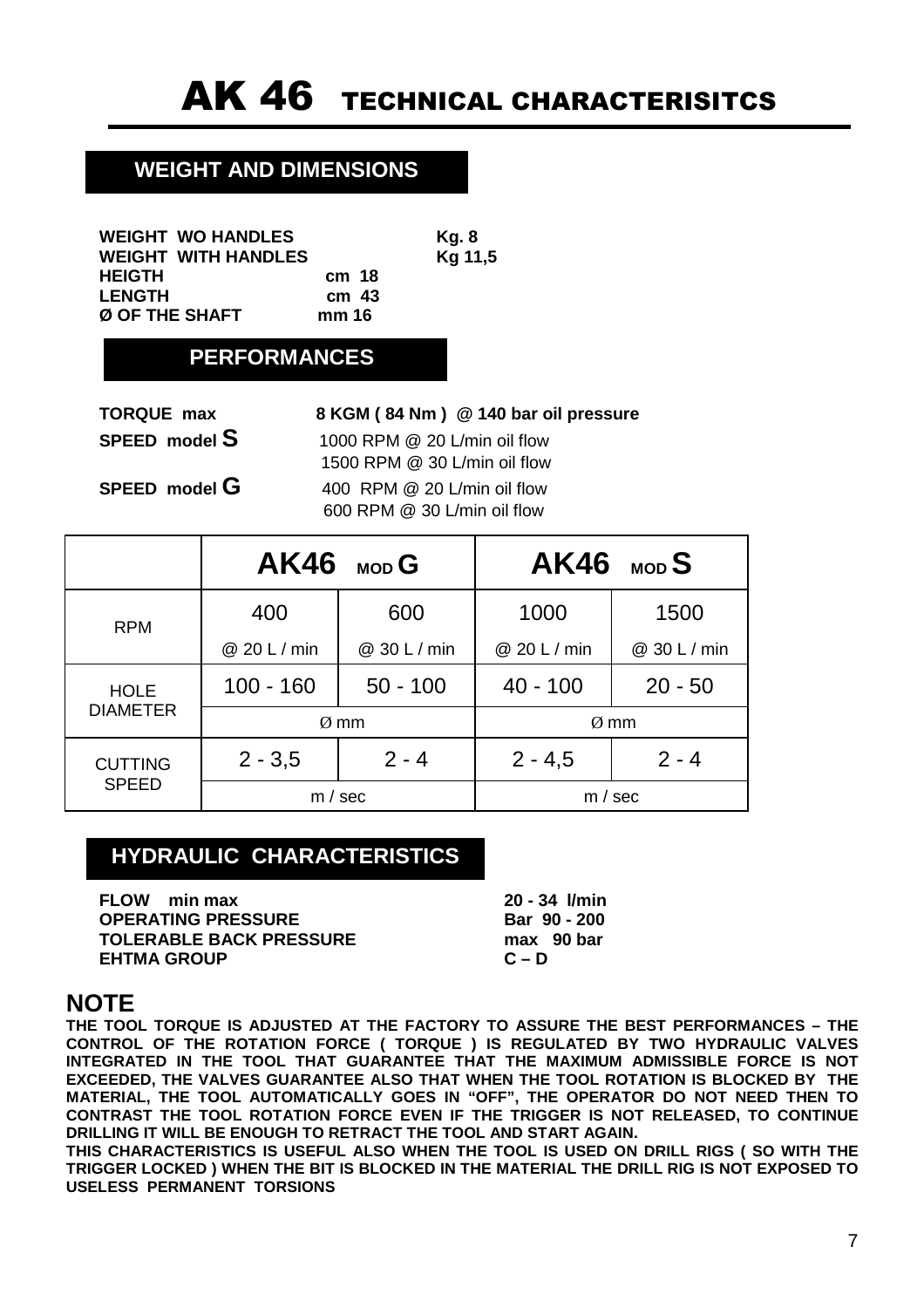# AK 46 TECHNICAL CHARACTERISITCS

## WEIGHT AND DIMENSIONS

**WEIGHT WO HANDLES** **Kg. 8**
**WEIGHT WITH HANDLES** **Kg 11,5**
**HEIGTH** **cm 18**
**LENGTH** **cm 43**
**Ø OF THE SHAFT** **mm 16**

## PERFORMANCES

**TORQUE max** **8 KGM ( 84 Nm ) @ 140 bar oil pressure**
**SPEED model S** 1000 RPM @ 20 L/min oil flow
1500 RPM @ 30 L/min oil flow
**SPEED model G** 400 RPM @ 20 L/min oil flow
600 RPM @ 30 L/min oil flow

| | **AK46 MOD G** | | **AK46 MOD S** | |
|---|---|---|---|---|
| RPM | 400<br>@ 20 L / min | 600<br>@ 30 L / min | 1000<br>@ 20 L / min | 1500<br>@ 30 L / min |
| HOLE DIAMETER | 100 - 160 | 50 - 100 | 40 - 100 | 20 - 50 |
| | Ø mm | | Ø mm | |
| CUTTING SPEED | 2 - 3,5 | 2 - 4 | 2 - 4,5 | 2 - 4 |
| | m / sec | | m / sec | |

## HYDRAULIC CHARACTERISTICS

**FLOW min max** **20 - 34 l/min**
**OPERATING PRESSURE** **Bar 90 - 200**
**TOLERABLE BACK PRESSURE** **max 90 bar**
**EHTMA GROUP** **C – D**

## NOTE

**THE TOOL TORQUE IS ADJUSTED AT THE FACTORY TO ASSURE THE BEST PERFORMANCES – THE CONTROL OF THE ROTATION FORCE ( TORQUE ) IS REGULATED BY TWO HYDRAULIC VALVES INTEGRATED IN THE TOOL THAT GUARANTEE THAT THE MAXIMUM ADMISSIBLE FORCE IS NOT EXCEEDED, THE VALVES GUARANTEE ALSO THAT WHEN THE TOOL ROTATION IS BLOCKED BY THE MATERIAL, THE TOOL AUTOMATICALLY GOES IN "OFF", THE OPERATOR DO NOT NEED THEN TO CONTRAST THE TOOL ROTATION FORCE EVEN IF THE TRIGGER IS NOT RELEASED, TO CONTINUE DRILLING IT WILL BE ENOUGH TO RETRACT THE TOOL AND START AGAIN.**
**THIS CHARACTERISTICS IS USEFUL ALSO WHEN THE TOOL IS USED ON DRILL RIGS ( SO WITH THE TRIGGER LOCKED ) WHEN THE BIT IS BLOCKED IN THE MATERIAL THE DRILL RIG IS NOT EXPOSED TO USELESS PERMANENT TORSIONS**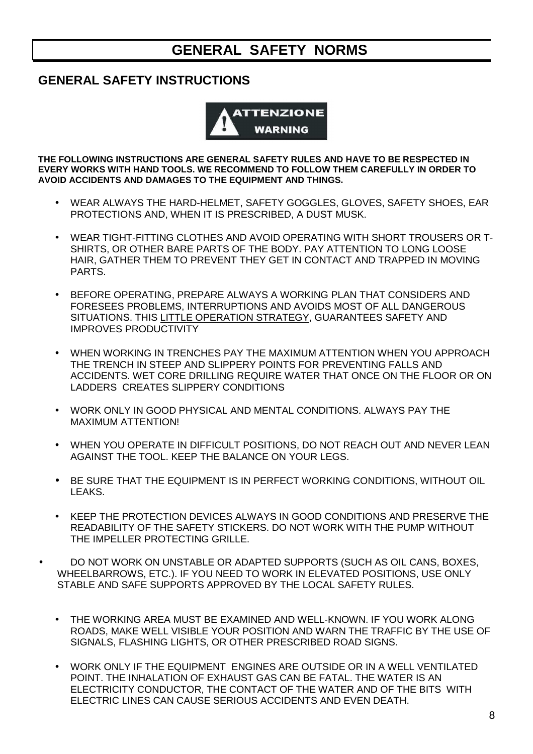# GENERAL SAFETY NORMS

## GENERAL SAFETY INSTRUCTIONS

**ATTENZIONE**
**WARNING**

**THE FOLLOWING INSTRUCTIONS ARE GENERAL SAFETY RULES AND HAVE TO BE RESPECTED IN EVERY WORKS WITH HAND TOOLS. WE RECOMMEND TO FOLLOW THEM CAREFULLY IN ORDER TO AVOID ACCIDENTS AND DAMAGES TO THE EQUIPMENT AND THINGS.**

- WEAR ALWAYS THE HARD-HELMET, SAFETY GOGGLES, GLOVES, SAFETY SHOES, EAR PROTECTIONS AND, WHEN IT IS PRESCRIBED, A DUST MUSK.
- WEAR TIGHT-FITTING CLOTHES AND AVOID OPERATING WITH SHORT TROUSERS OR T-SHIRTS, OR OTHER BARE PARTS OF THE BODY. PAY ATTENTION TO LONG LOOSE HAIR, GATHER THEM TO PREVENT THEY GET IN CONTACT AND TRAPPED IN MOVING PARTS.
- BEFORE OPERATING, PREPARE ALWAYS A WORKING PLAN THAT CONSIDERS AND FORESEES PROBLEMS, INTERRUPTIONS AND AVOIDS MOST OF ALL DANGEROUS SITUATIONS. THIS <u>LITTLE OPERATION STRATEGY</u>, GUARANTEES SAFETY AND IMPROVES PRODUCTIVITY
- WHEN WORKING IN TRENCHES PAY THE MAXIMUM ATTENTION WHEN YOU APPROACH THE TRENCH IN STEEP AND SLIPPERY POINTS FOR PREVENTING FALLS AND ACCIDENTS. WET CORE DRILLING REQUIRE WATER THAT ONCE ON THE FLOOR OR ON LADDERS CREATES SLIPPERY CONDITIONS
- WORK ONLY IN GOOD PHYSICAL AND MENTAL CONDITIONS. ALWAYS PAY THE MAXIMUM ATTENTION!
- WHEN YOU OPERATE IN DIFFICULT POSITIONS, DO NOT REACH OUT AND NEVER LEAN AGAINST THE TOOL. KEEP THE BALANCE ON YOUR LEGS.
- BE SURE THAT THE EQUIPMENT IS IN PERFECT WORKING CONDITIONS, WITHOUT OIL LEAKS.
- KEEP THE PROTECTION DEVICES ALWAYS IN GOOD CONDITIONS AND PRESERVE THE READABILITY OF THE SAFETY STICKERS. DO NOT WORK WITH THE PUMP WITHOUT THE IMPELLER PROTECTING GRILLE.
- DO NOT WORK ON UNSTABLE OR ADAPTED SUPPORTS (SUCH AS OIL CANS, BOXES, WHEELBARROWS, ETC.). IF YOU NEED TO WORK IN ELEVATED POSITIONS, USE ONLY STABLE AND SAFE SUPPORTS APPROVED BY THE LOCAL SAFETY RULES.
- THE WORKING AREA MUST BE EXAMINED AND WELL-KNOWN. IF YOU WORK ALONG ROADS, MAKE WELL VISIBLE YOUR POSITION AND WARN THE TRAFFIC BY THE USE OF SIGNALS, FLASHING LIGHTS, OR OTHER PRESCRIBED ROAD SIGNS.
- WORK ONLY IF THE EQUIPMENT ENGINES ARE OUTSIDE OR IN A WELL VENTILATED POINT. THE INHALATION OF EXHAUST GAS CAN BE FATAL. THE WATER IS AN ELECTRICITY CONDUCTOR, THE CONTACT OF THE WATER AND OF THE BITS WITH ELECTRIC LINES CAN CAUSE SERIOUS ACCIDENTS AND EVEN DEATH.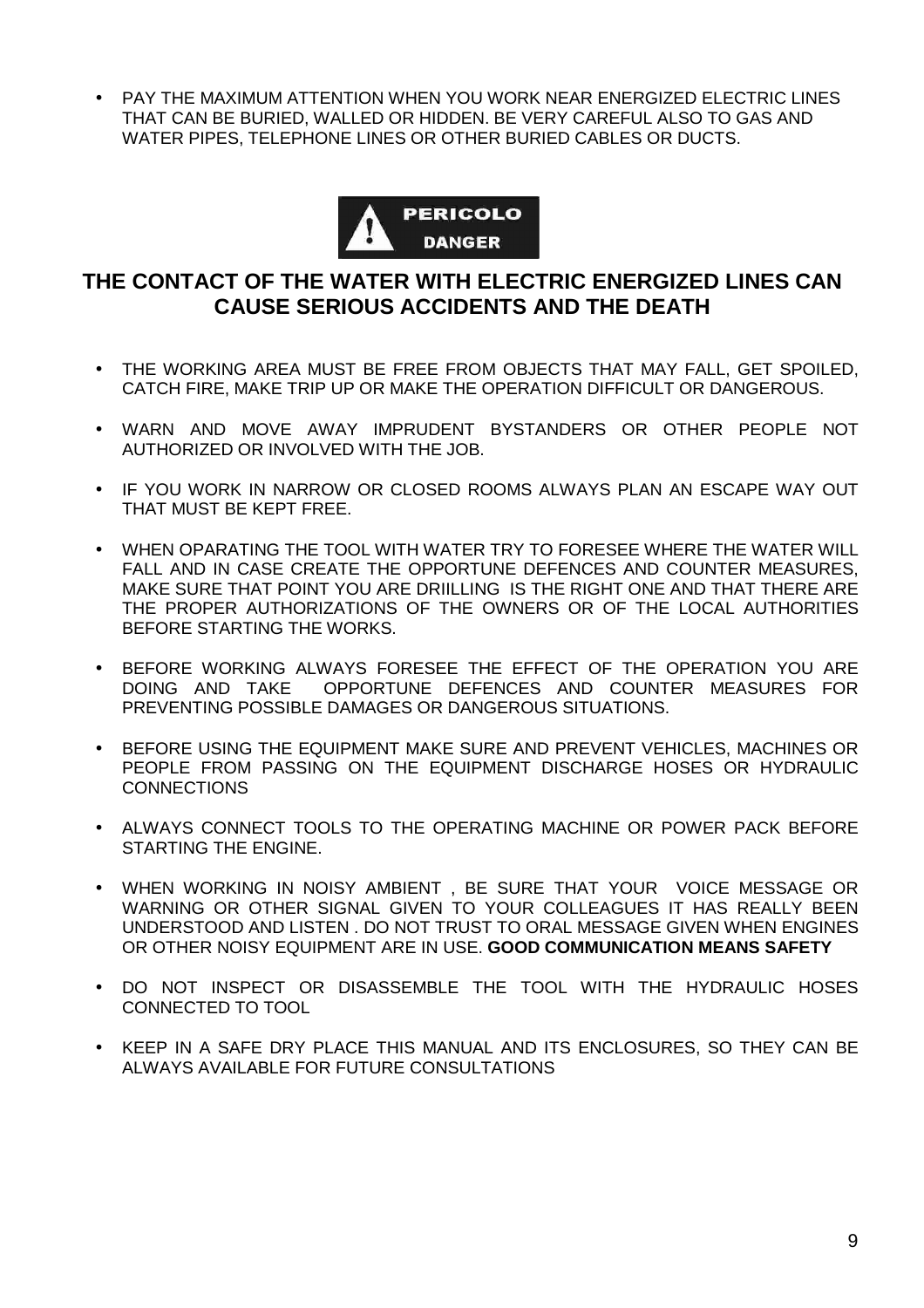- PAY THE MAXIMUM ATTENTION WHEN YOU WORK NEAR ENERGIZED ELECTRIC LINES THAT CAN BE BURIED, WALLED OR HIDDEN. BE VERY CAREFUL ALSO TO GAS AND WATER PIPES, TELEPHONE LINES OR OTHER BURIED CABLES OR DUCTS.

**PERICOLO**
**DANGER**

## THE CONTACT OF THE WATER WITH ELECTRIC ENERGIZED LINES CAN CAUSE SERIOUS ACCIDENTS AND THE DEATH

- THE WORKING AREA MUST BE FREE FROM OBJECTS THAT MAY FALL, GET SPOILED, CATCH FIRE, MAKE TRIP UP OR MAKE THE OPERATION DIFFICULT OR DANGEROUS.

- WARN AND MOVE AWAY IMPRUDENT BYSTANDERS OR OTHER PEOPLE NOT AUTHORIZED OR INVOLVED WITH THE JOB.

- IF YOU WORK IN NARROW OR CLOSED ROOMS ALWAYS PLAN AN ESCAPE WAY OUT THAT MUST BE KEPT FREE.

- WHEN OPARATING THE TOOL WITH WATER TRY TO FORESEE WHERE THE WATER WILL FALL AND IN CASE CREATE THE OPPORTUNE DEFENCES AND COUNTER MEASURES, MAKE SURE THAT POINT YOU ARE DRIILLING IS THE RIGHT ONE AND THAT THERE ARE THE PROPER AUTHORIZATIONS OF THE OWNERS OR OF THE LOCAL AUTHORITIES BEFORE STARTING THE WORKS.

- BEFORE WORKING ALWAYS FORESEE THE EFFECT OF THE OPERATION YOU ARE DOING AND TAKE OPPORTUNE DEFENCES AND COUNTER MEASURES FOR PREVENTING POSSIBLE DAMAGES OR DANGEROUS SITUATIONS.

- BEFORE USING THE EQUIPMENT MAKE SURE AND PREVENT VEHICLES, MACHINES OR PEOPLE FROM PASSING ON THE EQUIPMENT DISCHARGE HOSES OR HYDRAULIC CONNECTIONS

- ALWAYS CONNECT TOOLS TO THE OPERATING MACHINE OR POWER PACK BEFORE STARTING THE ENGINE.

- WHEN WORKING IN NOISY AMBIENT , BE SURE THAT YOUR VOICE MESSAGE OR WARNING OR OTHER SIGNAL GIVEN TO YOUR COLLEAGUES IT HAS REALLY BEEN UNDERSTOOD AND LISTEN . DO NOT TRUST TO ORAL MESSAGE GIVEN WHEN ENGINES OR OTHER NOISY EQUIPMENT ARE IN USE. **GOOD COMMUNICATION MEANS SAFETY**

- DO NOT INSPECT OR DISASSEMBLE THE TOOL WITH THE HYDRAULIC HOSES CONNECTED TO TOOL

- KEEP IN A SAFE DRY PLACE THIS MANUAL AND ITS ENCLOSURES, SO THEY CAN BE ALWAYS AVAILABLE FOR FUTURE CONSULTATIONS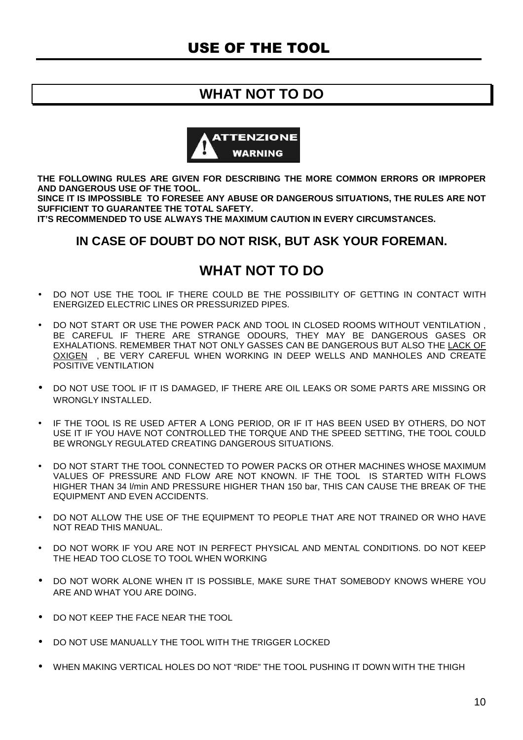# USE OF THE TOOL

## WHAT NOT TO DO

ATTENZIONE
WARNING

**THE FOLLOWING RULES ARE GIVEN FOR DESCRIBING THE MORE COMMON ERRORS OR IMPROPER AND DANGEROUS USE OF THE TOOL.**
**SINCE IT IS IMPOSSIBLE TO FORESEE ANY ABUSE OR DANGEROUS SITUATIONS, THE RULES ARE NOT SUFFICIENT TO GUARANTEE THE TOTAL SAFETY.**
**IT'S RECOMMENDED TO USE ALWAYS THE MAXIMUM CAUTION IN EVERY CIRCUMSTANCES.**

**IN CASE OF DOUBT DO NOT RISK, BUT ASK YOUR FOREMAN.**

## WHAT NOT TO DO

- DO NOT USE THE TOOL IF THERE COULD BE THE POSSIBILITY OF GETTING IN CONTACT WITH ENERGIZED ELECTRIC LINES OR PRESSURIZED PIPES.
- DO NOT START OR USE THE POWER PACK AND TOOL IN CLOSED ROOMS WITHOUT VENTILATION , BE CAREFUL IF THERE ARE STRANGE ODOURS, THEY MAY BE DANGEROUS GASES OR EXHALATIONS. REMEMBER THAT NOT ONLY GASSES CAN BE DANGEROUS BUT ALSO THE LACK OF OXIGEN , BE VERY CAREFUL WHEN WORKING IN DEEP WELLS AND MANHOLES AND CREATE POSITIVE VENTILATION
- DO NOT USE TOOL IF IT IS DAMAGED, IF THERE ARE OIL LEAKS OR SOME PARTS ARE MISSING OR WRONGLY INSTALLED.
- IF THE TOOL IS RE USED AFTER A LONG PERIOD, OR IF IT HAS BEEN USED BY OTHERS, DO NOT USE IT IF YOU HAVE NOT CONTROLLED THE TORQUE AND THE SPEED SETTING, THE TOOL COULD BE WRONGLY REGULATED CREATING DANGEROUS SITUATIONS.
- DO NOT START THE TOOL CONNECTED TO POWER PACKS OR OTHER MACHINES WHOSE MAXIMUM VALUES OF PRESSURE AND FLOW ARE NOT KNOWN. IF THE TOOL IS STARTED WITH FLOWS HIGHER THAN 34 l/min AND PRESSURE HIGHER THAN 150 bar, THIS CAN CAUSE THE BREAK OF THE EQUIPMENT AND EVEN ACCIDENTS.
- DO NOT ALLOW THE USE OF THE EQUIPMENT TO PEOPLE THAT ARE NOT TRAINED OR WHO HAVE NOT READ THIS MANUAL.
- DO NOT WORK IF YOU ARE NOT IN PERFECT PHYSICAL AND MENTAL CONDITIONS. DO NOT KEEP THE HEAD TOO CLOSE TO TOOL WHEN WORKING
- DO NOT WORK ALONE WHEN IT IS POSSIBLE, MAKE SURE THAT SOMEBODY KNOWS WHERE YOU ARE AND WHAT YOU ARE DOING.
- DO NOT KEEP THE FACE NEAR THE TOOL
- DO NOT USE MANUALLY THE TOOL WITH THE TRIGGER LOCKED
- WHEN MAKING VERTICAL HOLES DO NOT "RIDE" THE TOOL PUSHING IT DOWN WITH THE THIGH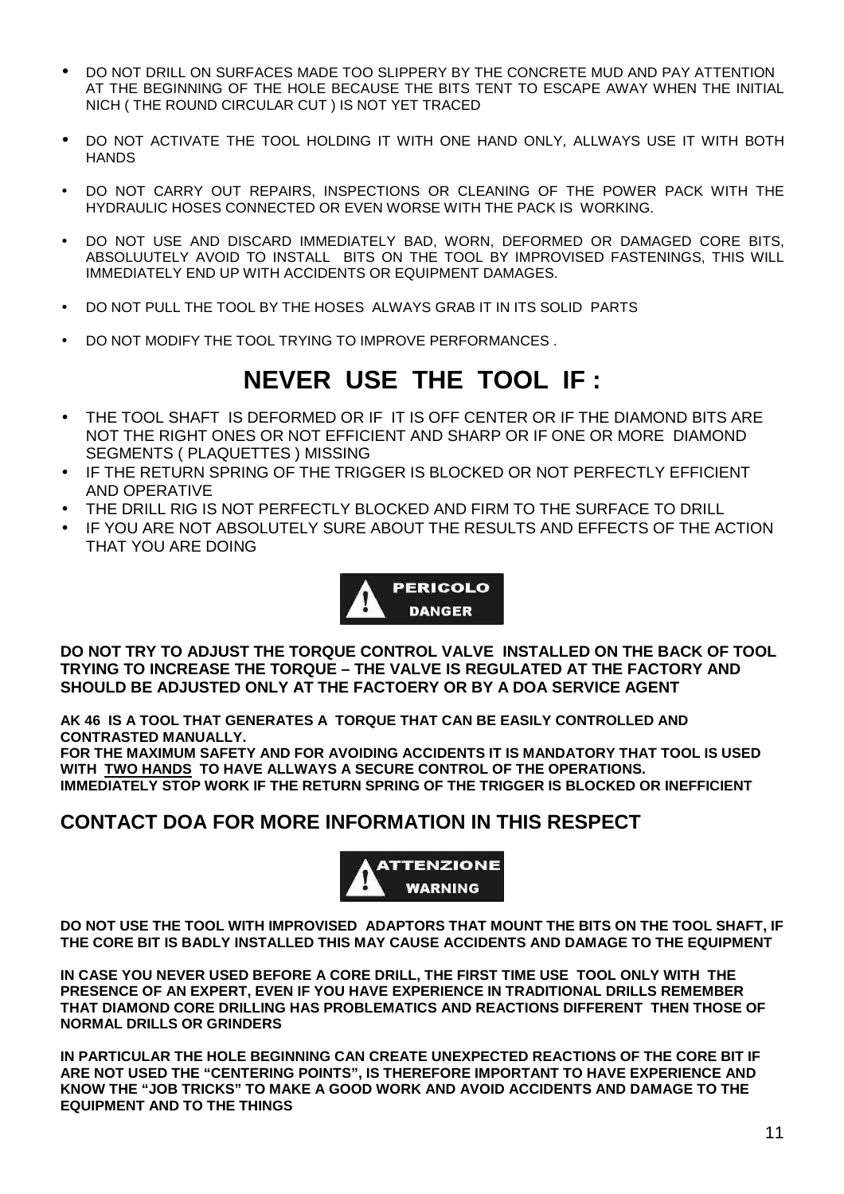- DO NOT DRILL ON SURFACES MADE TOO SLIPPERY BY THE CONCRETE MUD AND PAY ATTENTION AT THE BEGINNING OF THE HOLE BECAUSE THE BITS TENT TO ESCAPE AWAY WHEN THE INITIAL NICH ( THE ROUND CIRCULAR CUT ) IS NOT YET TRACED
- DO NOT ACTIVATE THE TOOL HOLDING IT WITH ONE HAND ONLY, ALLWAYS USE IT WITH BOTH HANDS
- DO NOT CARRY OUT REPAIRS, INSPECTIONS OR CLEANING OF THE POWER PACK WITH THE HYDRAULIC HOSES CONNECTED OR EVEN WORSE WITH THE PACK IS WORKING.
- DO NOT USE AND DISCARD IMMEDIATELY BAD, WORN, DEFORMED OR DAMAGED CORE BITS, ABSOLUUTELY AVOID TO INSTALL BITS ON THE TOOL BY IMPROVISED FASTENINGS, THIS WILL IMMEDIATELY END UP WITH ACCIDENTS OR EQUIPMENT DAMAGES.
- DO NOT PULL THE TOOL BY THE HOSES ALWAYS GRAB IT IN ITS SOLID PARTS
- DO NOT MODIFY THE TOOL TRYING TO IMPROVE PERFORMANCES .

# NEVER USE THE TOOL IF :

- THE TOOL SHAFT IS DEFORMED OR IF IT IS OFF CENTER OR IF THE DIAMOND BITS ARE NOT THE RIGHT ONES OR NOT EFFICIENT AND SHARP OR IF ONE OR MORE DIAMOND SEGMENTS ( PLAQUETTES ) MISSING
- IF THE RETURN SPRING OF THE TRIGGER IS BLOCKED OR NOT PERFECTLY EFFICIENT AND OPERATIVE
- THE DRILL RIG IS NOT PERFECTLY BLOCKED AND FIRM TO THE SURFACE TO DRILL
- IF YOU ARE NOT ABSOLUTELY SURE ABOUT THE RESULTS AND EFFECTS OF THE ACTION THAT YOU ARE DOING

**PERICOLO**
**DANGER**

**DO NOT TRY TO ADJUST THE TORQUE CONTROL VALVE INSTALLED ON THE BACK OF TOOL TRYING TO INCREASE THE TORQUE – THE VALVE IS REGULATED AT THE FACTORY AND SHOULD BE ADJUSTED ONLY AT THE FACTOERY OR BY A DOA SERVICE AGENT**

**AK 46 IS A TOOL THAT GENERATES A TORQUE THAT CAN BE EASILY CONTROLLED AND CONTRASTED MANUALLY.**
**FOR THE MAXIMUM SAFETY AND FOR AVOIDING ACCIDENTS IT IS MANDATORY THAT TOOL IS USED WITH <u>TWO HANDS</u> TO HAVE ALLWAYS A SECURE CONTROL OF THE OPERATIONS.**
**IMMEDIATELY STOP WORK IF THE RETURN SPRING OF THE TRIGGER IS BLOCKED OR INEFFICIENT**

## CONTACT DOA FOR MORE INFORMATION IN THIS RESPECT

**ATTENZIONE**
**WARNING**

**DO NOT USE THE TOOL WITH IMPROVISED ADAPTORS THAT MOUNT THE BITS ON THE TOOL SHAFT, IF THE CORE BIT IS BADLY INSTALLED THIS MAY CAUSE ACCIDENTS AND DAMAGE TO THE EQUIPMENT**

**IN CASE YOU NEVER USED BEFORE A CORE DRILL, THE FIRST TIME USE TOOL ONLY WITH THE PRESENCE OF AN EXPERT, EVEN IF YOU HAVE EXPERIENCE IN TRADITIONAL DRILLS REMEMBER THAT DIAMOND CORE DRILLING HAS PROBLEMATICS AND REACTIONS DIFFERENT THEN THOSE OF NORMAL DRILLS OR GRINDERS**

**IN PARTICULAR THE HOLE BEGINNING CAN CREATE UNEXPECTED REACTIONS OF THE CORE BIT IF ARE NOT USED THE "CENTERING POINTS", IS THEREFORE IMPORTANT TO HAVE EXPERIENCE AND KNOW THE "JOB TRICKS" TO MAKE A GOOD WORK AND AVOID ACCIDENTS AND DAMAGE TO THE EQUIPMENT AND TO THE THINGS**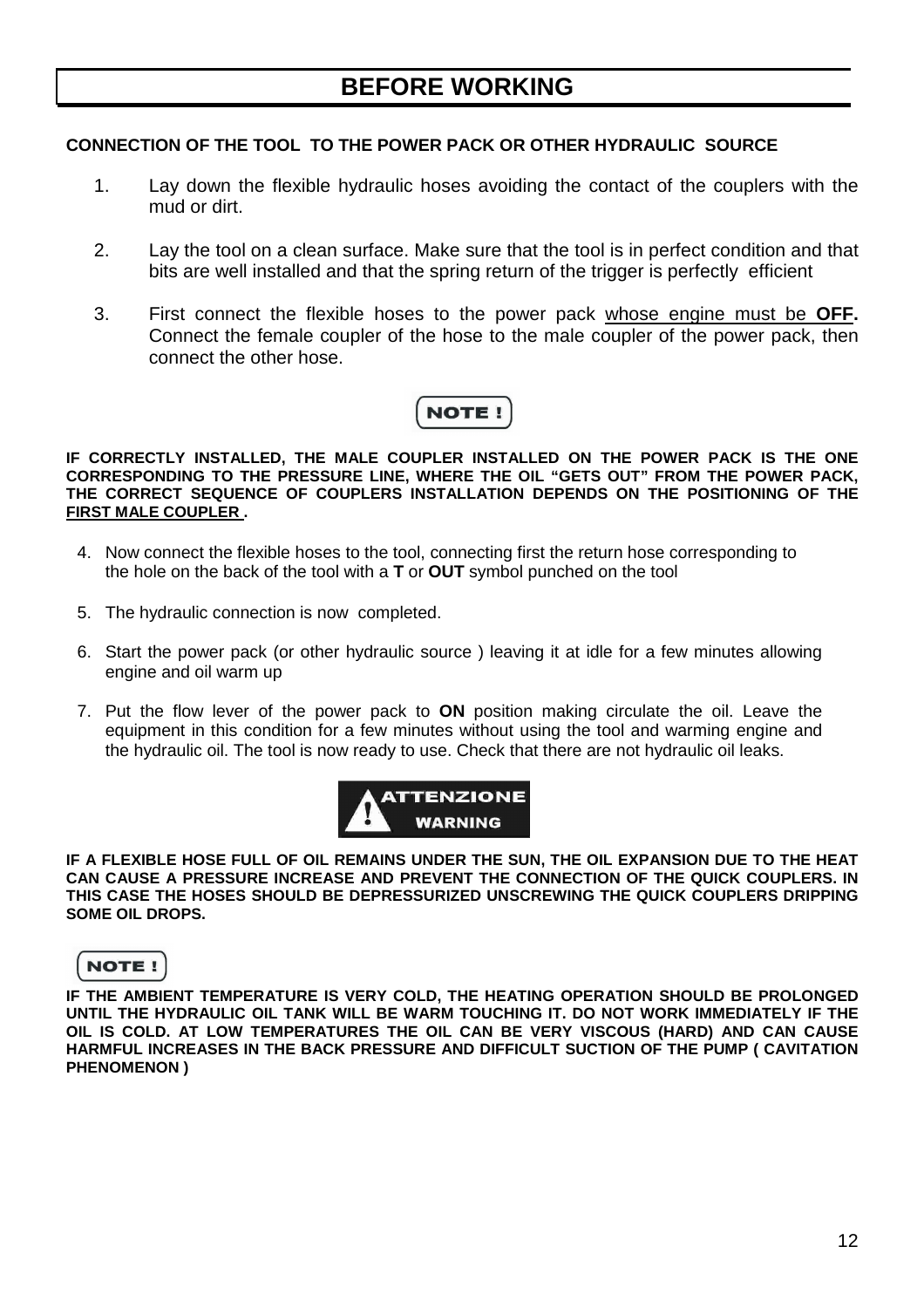# BEFORE WORKING

**CONNECTION OF THE TOOL TO THE POWER PACK OR OTHER HYDRAULIC SOURCE**

1. Lay down the flexible hydraulic hoses avoiding the contact of the couplers with the mud or dirt.

2. Lay the tool on a clean surface. Make sure that the tool is in perfect condition and that bits are well installed and that the spring return of the trigger is perfectly efficient

3. First connect the flexible hoses to the power pack whose engine must be **OFF.** Connect the female coupler of the hose to the male coupler of the power pack, then connect the other hose.

**NOTE !**

**IF CORRECTLY INSTALLED, THE MALE COUPLER INSTALLED ON THE POWER PACK IS THE ONE CORRESPONDING TO THE PRESSURE LINE, WHERE THE OIL "GETS OUT" FROM THE POWER PACK, THE CORRECT SEQUENCE OF COUPLERS INSTALLATION DEPENDS ON THE POSITIONING OF THE FIRST MALE COUPLER .**

4. Now connect the flexible hoses to the tool, connecting first the return hose corresponding to the hole on the back of the tool with a **T** or **OUT** symbol punched on the tool

5. The hydraulic connection is now completed.

6. Start the power pack (or other hydraulic source ) leaving it at idle for a few minutes allowing engine and oil warm up

7. Put the flow lever of the power pack to **ON** position making circulate the oil. Leave the equipment in this condition for a few minutes without using the tool and warming engine and the hydraulic oil. The tool is now ready to use. Check that there are not hydraulic oil leaks.

**ATTENZIONE WARNING**

**IF A FLEXIBLE HOSE FULL OF OIL REMAINS UNDER THE SUN, THE OIL EXPANSION DUE TO THE HEAT CAN CAUSE A PRESSURE INCREASE AND PREVENT THE CONNECTION OF THE QUICK COUPLERS. IN THIS CASE THE HOSES SHOULD BE DEPRESSURIZED UNSCREWING THE QUICK COUPLERS DRIPPING SOME OIL DROPS.**

**NOTE !**

**IF THE AMBIENT TEMPERATURE IS VERY COLD, THE HEATING OPERATION SHOULD BE PROLONGED UNTIL THE HYDRAULIC OIL TANK WILL BE WARM TOUCHING IT. DO NOT WORK IMMEDIATELY IF THE OIL IS COLD. AT LOW TEMPERATURES THE OIL CAN BE VERY VISCOUS (HARD) AND CAN CAUSE HARMFUL INCREASES IN THE BACK PRESSURE AND DIFFICULT SUCTION OF THE PUMP ( CAVITATION PHENOMENON )**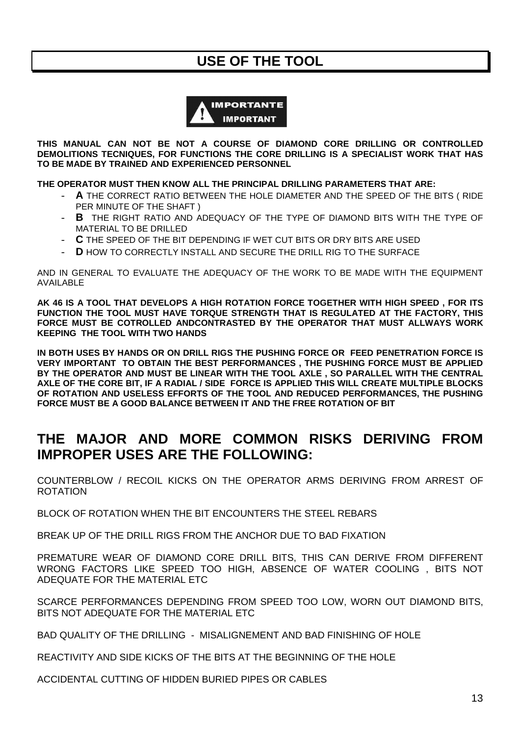# USE OF THE TOOL

**IMPORTANTE**
**IMPORTANT**

**THIS MANUAL CAN NOT BE NOT A COURSE OF DIAMOND CORE DRILLING OR CONTROLLED DEMOLITIONS TECNIQUES, FOR FUNCTIONS THE CORE DRILLING IS A SPECIALIST WORK THAT HAS TO BE MADE BY TRAINED AND EXPERIENCED PERSONNEL**

**THE OPERATOR MUST THEN KNOW ALL THE PRINCIPAL DRILLING PARAMETERS THAT ARE:**

- **A** THE CORRECT RATIO BETWEEN THE HOLE DIAMETER AND THE SPEED OF THE BITS ( RIDE PER MINUTE OF THE SHAFT )
- **B** THE RIGHT RATIO AND ADEQUACY OF THE TYPE OF DIAMOND BITS WITH THE TYPE OF MATERIAL TO BE DRILLED
- **C** THE SPEED OF THE BIT DEPENDING IF WET CUT BITS OR DRY BITS ARE USED
- **D** HOW TO CORRECTLY INSTALL AND SECURE THE DRILL RIG TO THE SURFACE

AND IN GENERAL TO EVALUATE THE ADEQUACY OF THE WORK TO BE MADE WITH THE EQUIPMENT AVAILABLE

**AK 46 IS A TOOL THAT DEVELOPS A HIGH ROTATION FORCE TOGETHER WITH HIGH SPEED , FOR ITS FUNCTION THE TOOL MUST HAVE TORQUE STRENGTH THAT IS REGULATED AT THE FACTORY, THIS FORCE MUST BE COTROLLED ANDCONTRASTED BY THE OPERATOR THAT MUST ALLWAYS WORK KEEPING THE TOOL WITH TWO HANDS**

**IN BOTH USES BY HANDS OR ON DRILL RIGS THE PUSHING FORCE OR FEED PENETRATION FORCE IS VERY IMPORTANT TO OBTAIN THE BEST PERFORMANCES , THE PUSHING FORCE MUST BE APPLIED BY THE OPERATOR AND MUST BE LINEAR WITH THE TOOL AXLE , SO PARALLEL WITH THE CENTRAL AXLE OF THE CORE BIT, IF A RADIAL / SIDE FORCE IS APPLIED THIS WILL CREATE MULTIPLE BLOCKS OF ROTATION AND USELESS EFFORTS OF THE TOOL AND REDUCED PERFORMANCES, THE PUSHING FORCE MUST BE A GOOD BALANCE BETWEEN IT AND THE FREE ROTATION OF BIT**

## THE MAJOR AND MORE COMMON RISKS DERIVING FROM IMPROPER USES ARE THE FOLLOWING:

COUNTERBLOW / RECOIL KICKS ON THE OPERATOR ARMS DERIVING FROM ARREST OF ROTATION

BLOCK OF ROTATION WHEN THE BIT ENCOUNTERS THE STEEL REBARS

BREAK UP OF THE DRILL RIGS FROM THE ANCHOR DUE TO BAD FIXATION

PREMATURE WEAR OF DIAMOND CORE DRILL BITS, THIS CAN DERIVE FROM DIFFERENT WRONG FACTORS LIKE SPEED TOO HIGH, ABSENCE OF WATER COOLING , BITS NOT ADEQUATE FOR THE MATERIAL ETC

SCARCE PERFORMANCES DEPENDING FROM SPEED TOO LOW, WORN OUT DIAMOND BITS, BITS NOT ADEQUATE FOR THE MATERIAL ETC

BAD QUALITY OF THE DRILLING - MISALIGNEMENT AND BAD FINISHING OF HOLE

REACTIVITY AND SIDE KICKS OF THE BITS AT THE BEGINNING OF THE HOLE

ACCIDENTAL CUTTING OF HIDDEN BURIED PIPES OR CABLES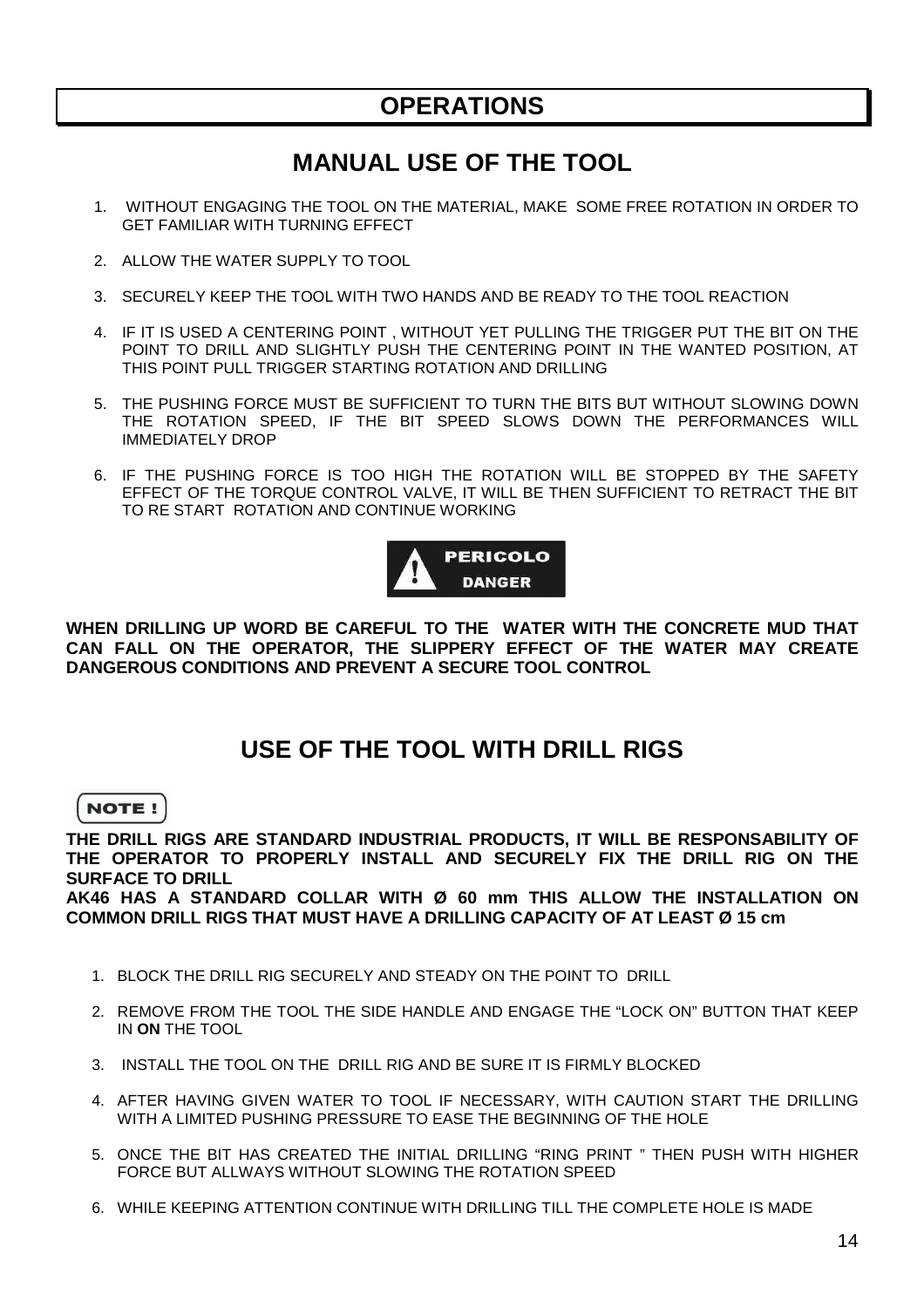# OPERATIONS

## MANUAL USE OF THE TOOL

1. WITHOUT ENGAGING THE TOOL ON THE MATERIAL, MAKE SOME FREE ROTATION IN ORDER TO GET FAMILIAR WITH TURNING EFFECT
2. ALLOW THE WATER SUPPLY TO TOOL
3. SECURELY KEEP THE TOOL WITH TWO HANDS AND BE READY TO THE TOOL REACTION
4. IF IT IS USED A CENTERING POINT , WITHOUT YET PULLING THE TRIGGER PUT THE BIT ON THE POINT TO DRILL AND SLIGHTLY PUSH THE CENTERING POINT IN THE WANTED POSITION, AT THIS POINT PULL TRIGGER STARTING ROTATION AND DRILLING
5. THE PUSHING FORCE MUST BE SUFFICIENT TO TURN THE BITS BUT WITHOUT SLOWING DOWN THE ROTATION SPEED, IF THE BIT SPEED SLOWS DOWN THE PERFORMANCES WILL IMMEDIATELY DROP
6. IF THE PUSHING FORCE IS TOO HIGH THE ROTATION WILL BE STOPPED BY THE SAFETY EFFECT OF THE TORQUE CONTROL VALVE, IT WILL BE THEN SUFFICIENT TO RETRACT THE BIT TO RE START ROTATION AND CONTINUE WORKING

**PERICOLO**
**DANGER**

**WHEN DRILLING UP WORD BE CAREFUL TO THE WATER WITH THE CONCRETE MUD THAT CAN FALL ON THE OPERATOR, THE SLIPPERY EFFECT OF THE WATER MAY CREATE DANGEROUS CONDITIONS AND PREVENT A SECURE TOOL CONTROL**

## USE OF THE TOOL WITH DRILL RIGS

**NOTE !**

**THE DRILL RIGS ARE STANDARD INDUSTRIAL PRODUCTS, IT WILL BE RESPONSABILITY OF THE OPERATOR TO PROPERLY INSTALL AND SECURELY FIX THE DRILL RIG ON THE SURFACE TO DRILL**
**AK46 HAS A STANDARD COLLAR WITH Ø 60 mm THIS ALLOW THE INSTALLATION ON COMMON DRILL RIGS THAT MUST HAVE A DRILLING CAPACITY OF AT LEAST Ø 15 cm**

1. BLOCK THE DRILL RIG SECURELY AND STEADY ON THE POINT TO DRILL
2. REMOVE FROM THE TOOL THE SIDE HANDLE AND ENGAGE THE “LOCK ON” BUTTON THAT KEEP IN **ON** THE TOOL
3. INSTALL THE TOOL ON THE DRILL RIG AND BE SURE IT IS FIRMLY BLOCKED
4. AFTER HAVING GIVEN WATER TO TOOL IF NECESSARY, WITH CAUTION START THE DRILLING WITH A LIMITED PUSHING PRESSURE TO EASE THE BEGINNING OF THE HOLE
5. ONCE THE BIT HAS CREATED THE INITIAL DRILLING “RING PRINT ” THEN PUSH WITH HIGHER FORCE BUT ALLWAYS WITHOUT SLOWING THE ROTATION SPEED
6. WHILE KEEPING ATTENTION CONTINUE WITH DRILLING TILL THE COMPLETE HOLE IS MADE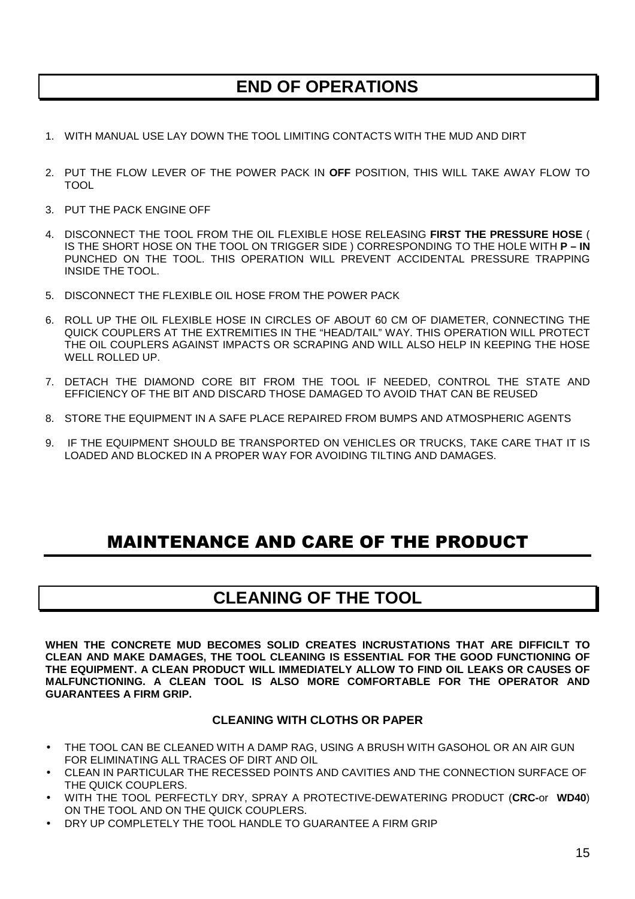## END OF OPERATIONS

1. WITH MANUAL USE LAY DOWN THE TOOL LIMITING CONTACTS WITH THE MUD AND DIRT
2. PUT THE FLOW LEVER OF THE POWER PACK IN **OFF** POSITION, THIS WILL TAKE AWAY FLOW TO TOOL
3. PUT THE PACK ENGINE OFF
4. DISCONNECT THE TOOL FROM THE OIL FLEXIBLE HOSE RELEASING **FIRST THE PRESSURE HOSE** ( IS THE SHORT HOSE ON THE TOOL ON TRIGGER SIDE ) CORRESPONDING TO THE HOLE WITH **P – IN** PUNCHED ON THE TOOL. THIS OPERATION WILL PREVENT ACCIDENTAL PRESSURE TRAPPING INSIDE THE TOOL.
5. DISCONNECT THE FLEXIBLE OIL HOSE FROM THE POWER PACK
6. ROLL UP THE OIL FLEXIBLE HOSE IN CIRCLES OF ABOUT 60 CM OF DIAMETER, CONNECTING THE QUICK COUPLERS AT THE EXTREMITIES IN THE "HEAD/TAIL" WAY. THIS OPERATION WILL PROTECT THE OIL COUPLERS AGAINST IMPACTS OR SCRAPING AND WILL ALSO HELP IN KEEPING THE HOSE WELL ROLLED UP.
7. DETACH THE DIAMOND CORE BIT FROM THE TOOL IF NEEDED, CONTROL THE STATE AND EFFICIENCY OF THE BIT AND DISCARD THOSE DAMAGED TO AVOID THAT CAN BE REUSED
8. STORE THE EQUIPMENT IN A SAFE PLACE REPAIRED FROM BUMPS AND ATMOSPHERIC AGENTS
9. IF THE EQUIPMENT SHOULD BE TRANSPORTED ON VEHICLES OR TRUCKS, TAKE CARE THAT IT IS LOADED AND BLOCKED IN A PROPER WAY FOR AVOIDING TILTING AND DAMAGES.

# MAINTENANCE AND CARE OF THE PRODUCT

## CLEANING OF THE TOOL

**WHEN THE CONCRETE MUD BECOMES SOLID CREATES INCRUSTATIONS THAT ARE DIFFICILT TO CLEAN AND MAKE DAMAGES, THE TOOL CLEANING IS ESSENTIAL FOR THE GOOD FUNCTIONING OF THE EQUIPMENT. A CLEAN PRODUCT WILL IMMEDIATELY ALLOW TO FIND OIL LEAKS OR CAUSES OF MALFUNCTIONING. A CLEAN TOOL IS ALSO MORE COMFORTABLE FOR THE OPERATOR AND GUARANTEES A FIRM GRIP.**

### CLEANING WITH CLOTHS OR PAPER

- THE TOOL CAN BE CLEANED WITH A DAMP RAG, USING A BRUSH WITH GASOHOL OR AN AIR GUN FOR ELIMINATING ALL TRACES OF DIRT AND OIL
- CLEAN IN PARTICULAR THE RECESSED POINTS AND CAVITIES AND THE CONNECTION SURFACE OF THE QUICK COUPLERS.
- WITH THE TOOL PERFECTLY DRY, SPRAY A PROTECTIVE-DEWATERING PRODUCT (**CRC-**or **WD40**) ON THE TOOL AND ON THE QUICK COUPLERS.
- DRY UP COMPLETELY THE TOOL HANDLE TO GUARANTEE A FIRM GRIP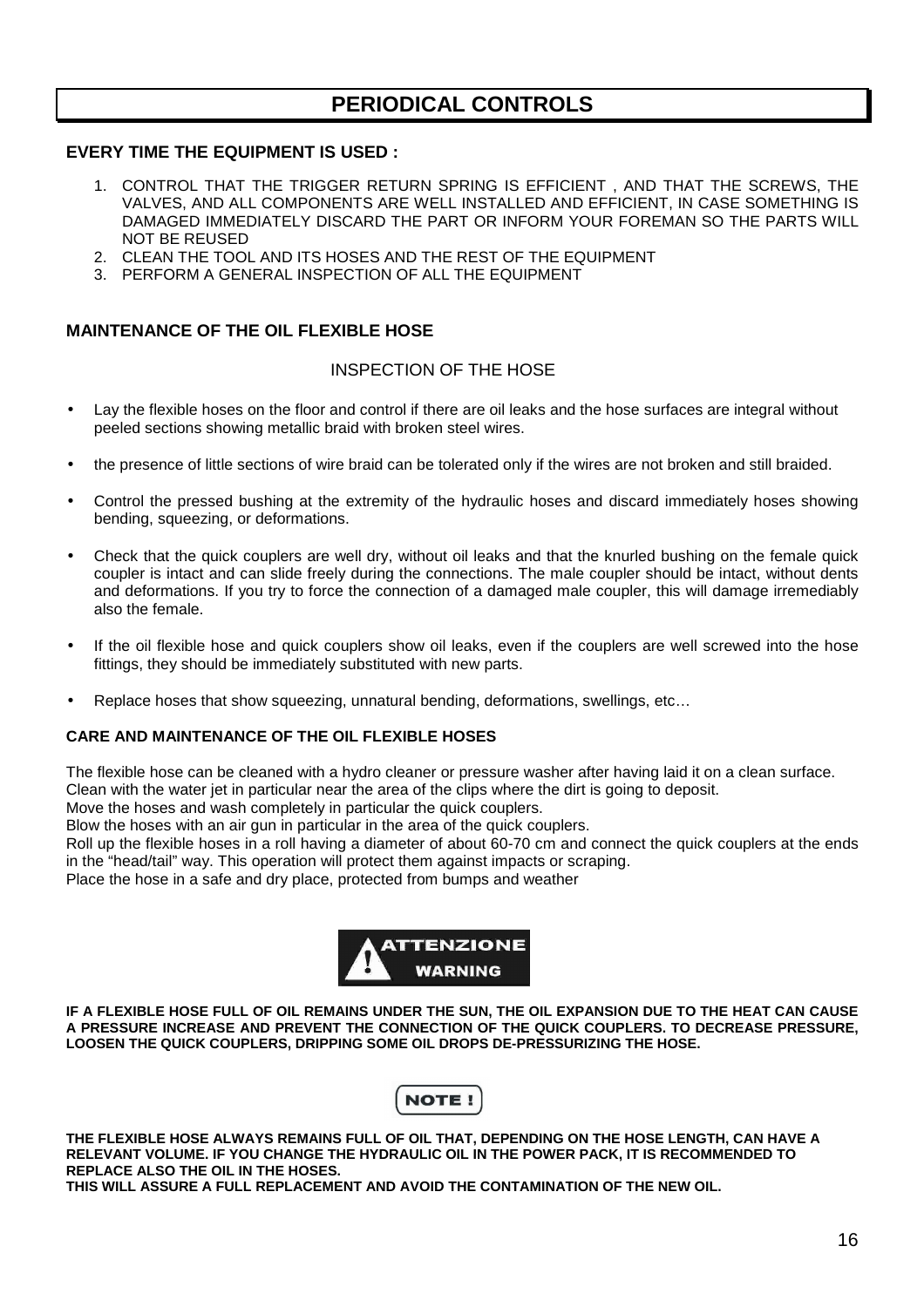# PERIODICAL CONTROLS

**EVERY TIME THE EQUIPMENT IS USED :**

1. CONTROL THAT THE TRIGGER RETURN SPRING IS EFFICIENT , AND THAT THE SCREWS, THE VALVES, AND ALL COMPONENTS ARE WELL INSTALLED AND EFFICIENT, IN CASE SOMETHING IS DAMAGED IMMEDIATELY DISCARD THE PART OR INFORM YOUR FOREMAN SO THE PARTS WILL NOT BE REUSED
2. CLEAN THE TOOL AND ITS HOSES AND THE REST OF THE EQUIPMENT
3. PERFORM A GENERAL INSPECTION OF ALL THE EQUIPMENT

**MAINTENANCE OF THE OIL FLEXIBLE HOSE**

INSPECTION OF THE HOSE

- Lay the flexible hoses on the floor and control if there are oil leaks and the hose surfaces are integral without peeled sections showing metallic braid with broken steel wires.
- the presence of little sections of wire braid can be tolerated only if the wires are not broken and still braided.
- Control the pressed bushing at the extremity of the hydraulic hoses and discard immediately hoses showing bending, squeezing, or deformations.
- Check that the quick couplers are well dry, without oil leaks and that the knurled bushing on the female quick coupler is intact and can slide freely during the connections. The male coupler should be intact, without dents and deformations. If you try to force the connection of a damaged male coupler, this will damage irremediably also the female.
- If the oil flexible hose and quick couplers show oil leaks, even if the couplers are well screwed into the hose fittings, they should be immediately substituted with new parts.
- Replace hoses that show squeezing, unnatural bending, deformations, swellings, etc…

**CARE AND MAINTENANCE OF THE OIL FLEXIBLE HOSES**

The flexible hose can be cleaned with a hydro cleaner or pressure washer after having laid it on a clean surface.
Clean with the water jet in particular near the area of the clips where the dirt is going to deposit.
Move the hoses and wash completely in particular the quick couplers.
Blow the hoses with an air gun in particular in the area of the quick couplers.
Roll up the flexible hoses in a roll having a diameter of about 60-70 cm and connect the quick couplers at the ends in the "head/tail" way. This operation will protect them against impacts or scraping.
Place the hose in a safe and dry place, protected from bumps and weather

**ATTENZIONE**
**WARNING**

**IF A FLEXIBLE HOSE FULL OF OIL REMAINS UNDER THE SUN, THE OIL EXPANSION DUE TO THE HEAT CAN CAUSE A PRESSURE INCREASE AND PREVENT THE CONNECTION OF THE QUICK COUPLERS. TO DECREASE PRESSURE, LOOSEN THE QUICK COUPLERS, DRIPPING SOME OIL DROPS DE-PRESSURIZING THE HOSE.**

**NOTE !**

**THE FLEXIBLE HOSE ALWAYS REMAINS FULL OF OIL THAT, DEPENDING ON THE HOSE LENGTH, CAN HAVE A RELEVANT VOLUME. IF YOU CHANGE THE HYDRAULIC OIL IN THE POWER PACK, IT IS RECOMMENDED TO REPLACE ALSO THE OIL IN THE HOSES.**
**THIS WILL ASSURE A FULL REPLACEMENT AND AVOID THE CONTAMINATION OF THE NEW OIL.**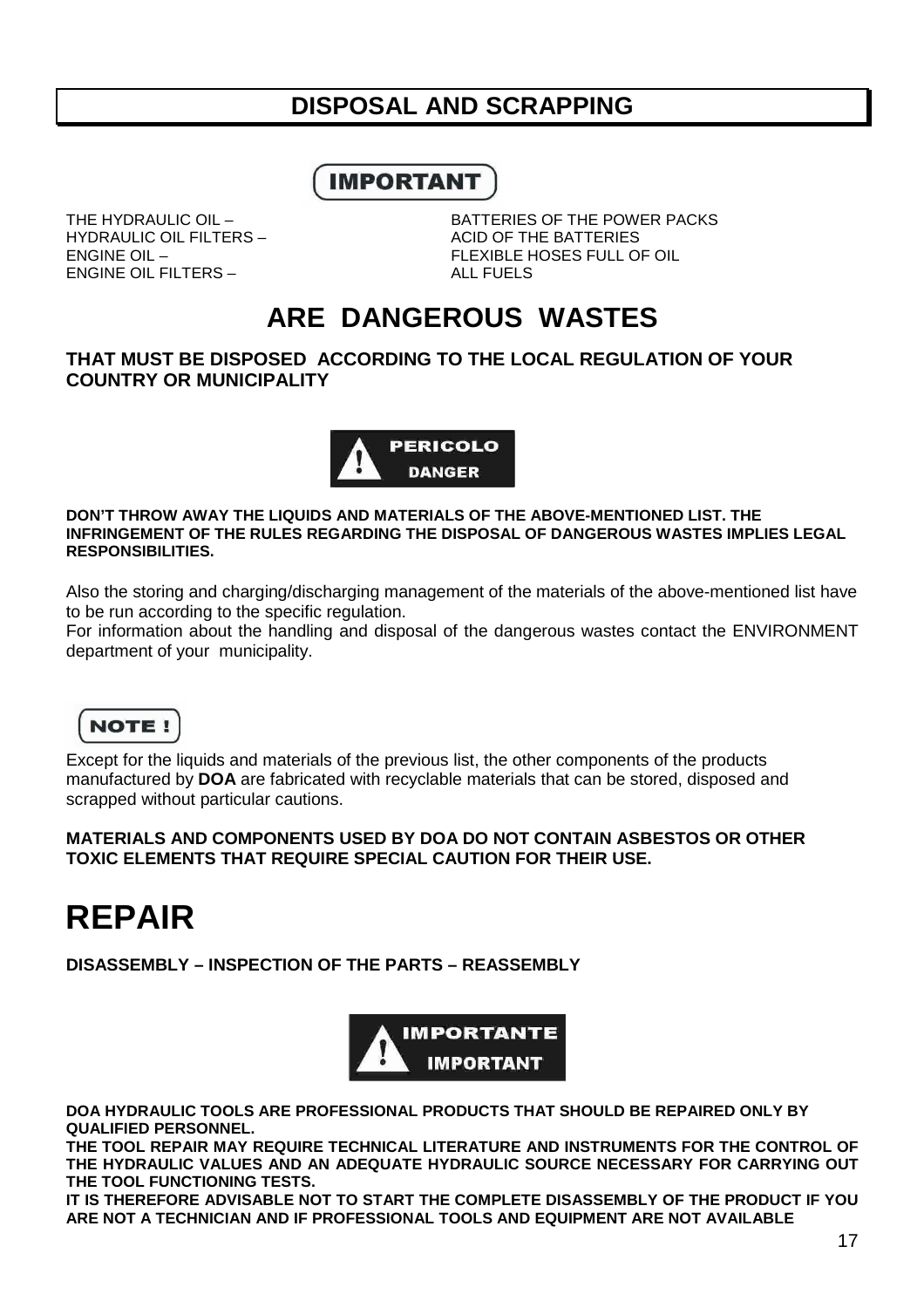## DISPOSAL AND SCRAPPING

**IMPORTANT**

THE HYDRAULIC OIL –
HYDRAULIC OIL FILTERS –
ENGINE OIL –
ENGINE OIL FILTERS –

BATTERIES OF THE POWER PACKS
ACID OF THE BATTERIES
FLEXIBLE HOSES FULL OF OIL
ALL FUELS

## ARE DANGEROUS WASTES

**THAT MUST BE DISPOSED ACCORDING TO THE LOCAL REGULATION OF YOUR COUNTRY OR MUNICIPALITY**

**PERICOLO**
**DANGER**

**DON'T THROW AWAY THE LIQUIDS AND MATERIALS OF THE ABOVE-MENTIONED LIST. THE INFRINGEMENT OF THE RULES REGARDING THE DISPOSAL OF DANGEROUS WASTES IMPLIES LEGAL RESPONSIBILITIES.**

Also the storing and charging/discharging management of the materials of the above-mentioned list have to be run according to the specific regulation.
For information about the handling and disposal of the dangerous wastes contact the ENVIRONMENT department of your municipality.

**NOTE !**

Except for the liquids and materials of the previous list, the other components of the products manufactured by **DOA** are fabricated with recyclable materials that can be stored, disposed and scrapped without particular cautions.

**MATERIALS AND COMPONENTS USED BY DOA DO NOT CONTAIN ASBESTOS OR OTHER TOXIC ELEMENTS THAT REQUIRE SPECIAL CAUTION FOR THEIR USE.**

# REPAIR

**DISASSEMBLY – INSPECTION OF THE PARTS – REASSEMBLY**

**IMPORTANTE**
**IMPORTANT**

**DOA HYDRAULIC TOOLS ARE PROFESSIONAL PRODUCTS THAT SHOULD BE REPAIRED ONLY BY QUALIFIED PERSONNEL.**
**THE TOOL REPAIR MAY REQUIRE TECHNICAL LITERATURE AND INSTRUMENTS FOR THE CONTROL OF THE HYDRAULIC VALUES AND AN ADEQUATE HYDRAULIC SOURCE NECESSARY FOR CARRYING OUT THE TOOL FUNCTIONING TESTS.**
**IT IS THEREFORE ADVISABLE NOT TO START THE COMPLETE DISASSEMBLY OF THE PRODUCT IF YOU ARE NOT A TECHNICIAN AND IF PROFESSIONAL TOOLS AND EQUIPMENT ARE NOT AVAILABLE**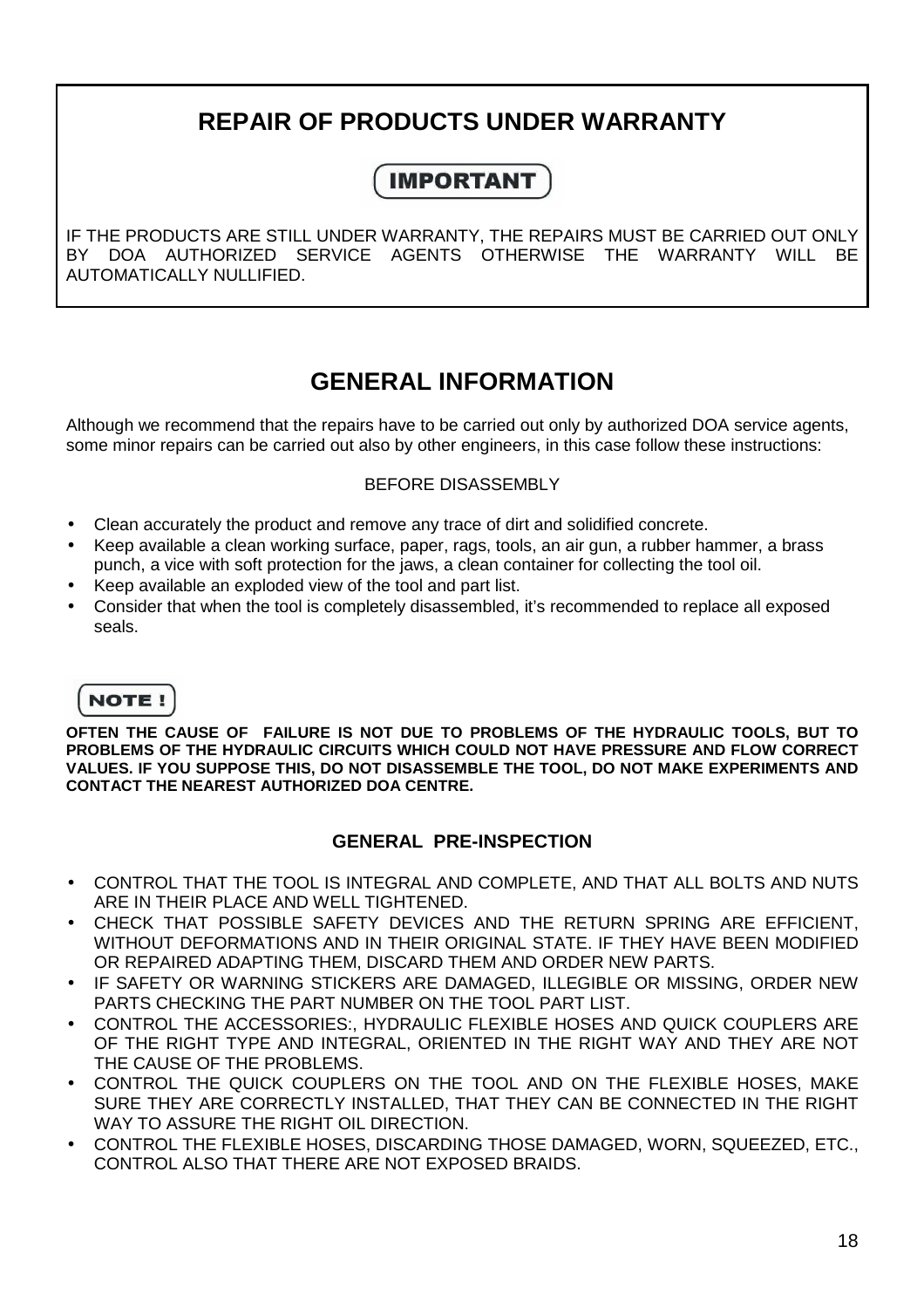## REPAIR OF PRODUCTS UNDER WARRANTY

**IMPORTANT**

IF THE PRODUCTS ARE STILL UNDER WARRANTY, THE REPAIRS MUST BE CARRIED OUT ONLY BY DOA AUTHORIZED SERVICE AGENTS OTHERWISE THE WARRANTY WILL BE AUTOMATICALLY NULLIFIED.

## GENERAL INFORMATION

Although we recommend that the repairs have to be carried out only by authorized DOA service agents, some minor repairs can be carried out also by other engineers, in this case follow these instructions:

BEFORE DISASSEMBLY

- Clean accurately the product and remove any trace of dirt and solidified concrete.
- Keep available a clean working surface, paper, rags, tools, an air gun, a rubber hammer, a brass punch, a vice with soft protection for the jaws, a clean container for collecting the tool oil.
- Keep available an exploded view of the tool and part list.
- Consider that when the tool is completely disassembled, it's recommended to replace all exposed seals.

**NOTE !**

**OFTEN THE CAUSE OF FAILURE IS NOT DUE TO PROBLEMS OF THE HYDRAULIC TOOLS, BUT TO PROBLEMS OF THE HYDRAULIC CIRCUITS WHICH COULD NOT HAVE PRESSURE AND FLOW CORRECT VALUES. IF YOU SUPPOSE THIS, DO NOT DISASSEMBLE THE TOOL, DO NOT MAKE EXPERIMENTS AND CONTACT THE NEAREST AUTHORIZED DOA CENTRE.**

### GENERAL PRE-INSPECTION

- CONTROL THAT THE TOOL IS INTEGRAL AND COMPLETE, AND THAT ALL BOLTS AND NUTS ARE IN THEIR PLACE AND WELL TIGHTENED.
- CHECK THAT POSSIBLE SAFETY DEVICES AND THE RETURN SPRING ARE EFFICIENT, WITHOUT DEFORMATIONS AND IN THEIR ORIGINAL STATE. IF THEY HAVE BEEN MODIFIED OR REPAIRED ADAPTING THEM, DISCARD THEM AND ORDER NEW PARTS.
- IF SAFETY OR WARNING STICKERS ARE DAMAGED, ILLEGIBLE OR MISSING, ORDER NEW PARTS CHECKING THE PART NUMBER ON THE TOOL PART LIST.
- CONTROL THE ACCESSORIES:, HYDRAULIC FLEXIBLE HOSES AND QUICK COUPLERS ARE OF THE RIGHT TYPE AND INTEGRAL, ORIENTED IN THE RIGHT WAY AND THEY ARE NOT THE CAUSE OF THE PROBLEMS.
- CONTROL THE QUICK COUPLERS ON THE TOOL AND ON THE FLEXIBLE HOSES, MAKE SURE THEY ARE CORRECTLY INSTALLED, THAT THEY CAN BE CONNECTED IN THE RIGHT WAY TO ASSURE THE RIGHT OIL DIRECTION.
- CONTROL THE FLEXIBLE HOSES, DISCARDING THOSE DAMAGED, WORN, SQUEEZED, ETC., CONTROL ALSO THAT THERE ARE NOT EXPOSED BRAIDS.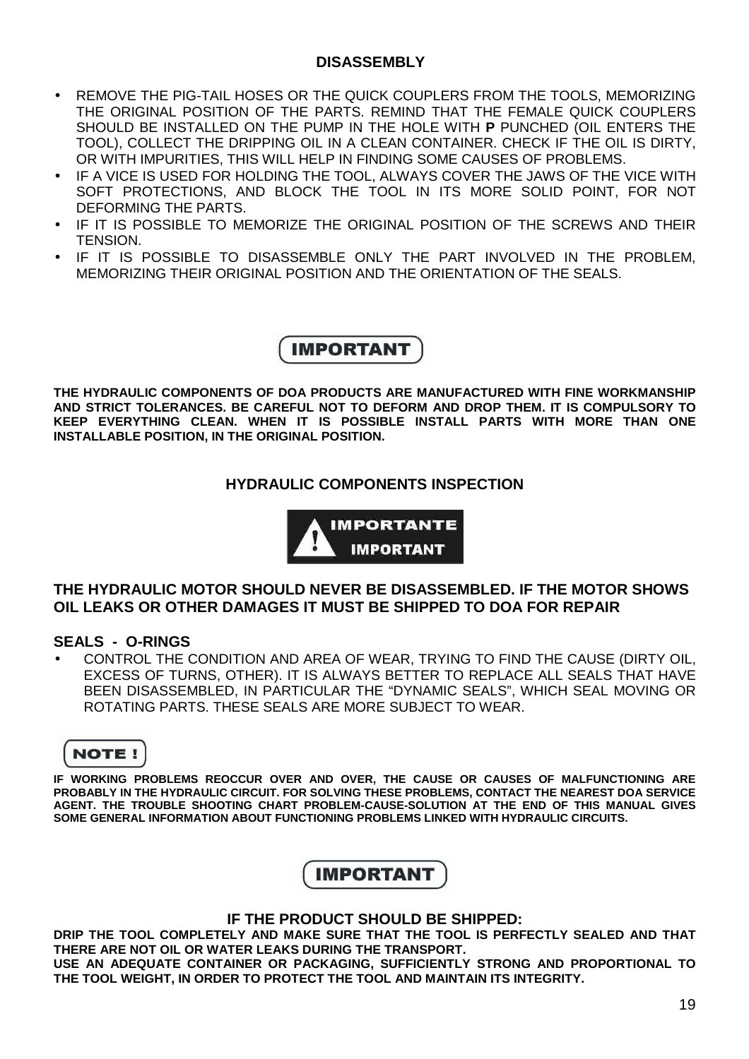## DISASSEMBLY

- REMOVE THE PIG-TAIL HOSES OR THE QUICK COUPLERS FROM THE TOOLS, MEMORIZING THE ORIGINAL POSITION OF THE PARTS. REMIND THAT THE FEMALE QUICK COUPLERS SHOULD BE INSTALLED ON THE PUMP IN THE HOLE WITH **P** PUNCHED (OIL ENTERS THE TOOL), COLLECT THE DRIPPING OIL IN A CLEAN CONTAINER. CHECK IF THE OIL IS DIRTY, OR WITH IMPURITIES, THIS WILL HELP IN FINDING SOME CAUSES OF PROBLEMS.
- IF A VICE IS USED FOR HOLDING THE TOOL, ALWAYS COVER THE JAWS OF THE VICE WITH SOFT PROTECTIONS, AND BLOCK THE TOOL IN ITS MORE SOLID POINT, FOR NOT DEFORMING THE PARTS.
- IF IT IS POSSIBLE TO MEMORIZE THE ORIGINAL POSITION OF THE SCREWS AND THEIR TENSION.
- IF IT IS POSSIBLE TO DISASSEMBLE ONLY THE PART INVOLVED IN THE PROBLEM, MEMORIZING THEIR ORIGINAL POSITION AND THE ORIENTATION OF THE SEALS.

**IMPORTANT**

**THE HYDRAULIC COMPONENTS OF DOA PRODUCTS ARE MANUFACTURED WITH FINE WORKMANSHIP AND STRICT TOLERANCES. BE CAREFUL NOT TO DEFORM AND DROP THEM. IT IS COMPULSORY TO KEEP EVERYTHING CLEAN. WHEN IT IS POSSIBLE INSTALL PARTS WITH MORE THAN ONE INSTALLABLE POSITION, IN THE ORIGINAL POSITION.**

## HYDRAULIC COMPONENTS INSPECTION

**IMPORTANTE**
**IMPORTANT**

**THE HYDRAULIC MOTOR SHOULD NEVER BE DISASSEMBLED. IF THE MOTOR SHOWS OIL LEAKS OR OTHER DAMAGES IT MUST BE SHIPPED TO DOA FOR REPAIR**

### SEALS - O-RINGS

- CONTROL THE CONDITION AND AREA OF WEAR, TRYING TO FIND THE CAUSE (DIRTY OIL, EXCESS OF TURNS, OTHER). IT IS ALWAYS BETTER TO REPLACE ALL SEALS THAT HAVE BEEN DISASSEMBLED, IN PARTICULAR THE "DYNAMIC SEALS", WHICH SEAL MOVING OR ROTATING PARTS. THESE SEALS ARE MORE SUBJECT TO WEAR.

**NOTE !**

**IF WORKING PROBLEMS REOCCUR OVER AND OVER, THE CAUSE OR CAUSES OF MALFUNCTIONING ARE PROBABLY IN THE HYDRAULIC CIRCUIT. FOR SOLVING THESE PROBLEMS, CONTACT THE NEAREST DOA SERVICE AGENT. THE TROUBLE SHOOTING CHART PROBLEM-CAUSE-SOLUTION AT THE END OF THIS MANUAL GIVES SOME GENERAL INFORMATION ABOUT FUNCTIONING PROBLEMS LINKED WITH HYDRAULIC CIRCUITS.**

**IMPORTANT**

**IF THE PRODUCT SHOULD BE SHIPPED:**

**DRIP THE TOOL COMPLETELY AND MAKE SURE THAT THE TOOL IS PERFECTLY SEALED AND THAT THERE ARE NOT OIL OR WATER LEAKS DURING THE TRANSPORT.**
**USE AN ADEQUATE CONTAINER OR PACKAGING, SUFFICIENTLY STRONG AND PROPORTIONAL TO THE TOOL WEIGHT, IN ORDER TO PROTECT THE TOOL AND MAINTAIN ITS INTEGRITY.**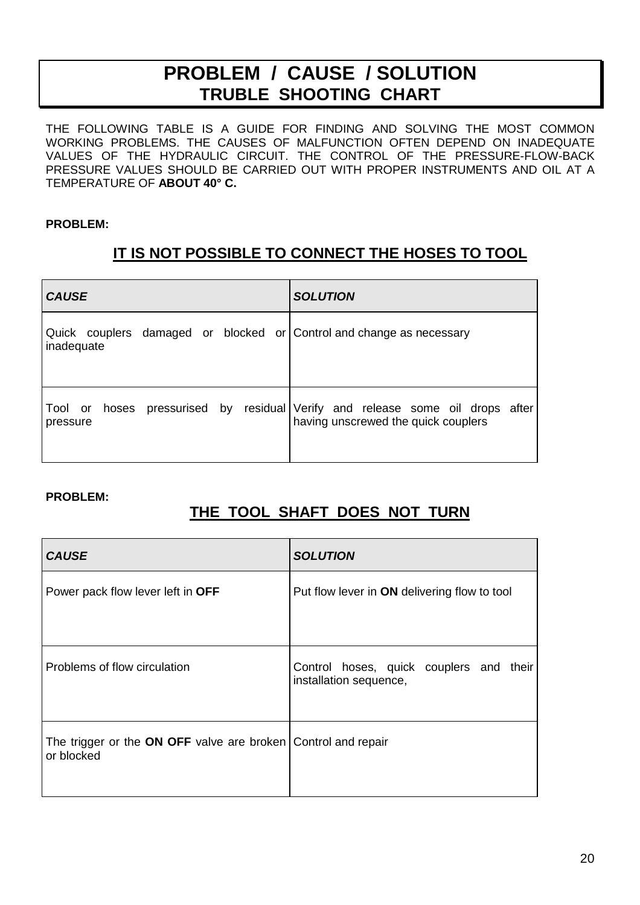# PROBLEM / CAUSE / SOLUTION
## TRUBLE SHOOTING CHART

THE FOLLOWING TABLE IS A GUIDE FOR FINDING AND SOLVING THE MOST COMMON WORKING PROBLEMS. THE CAUSES OF MALFUNCTION OFTEN DEPEND ON INADEQUATE VALUES OF THE HYDRAULIC CIRCUIT. THE CONTROL OF THE PRESSURE-FLOW-BACK PRESSURE VALUES SHOULD BE CARRIED OUT WITH PROPER INSTRUMENTS AND OIL AT A TEMPERATURE OF **ABOUT 40° C.**

**PROBLEM:**

### IT IS NOT POSSIBLE TO CONNECT THE HOSES TO TOOL

| *CAUSE* | *SOLUTION* |
|---|---|
| Quick couplers damaged or blocked or inadequate | Control and change as necessary |
| Tool or hoses pressurised by residual pressure | Verify and release some oil drops after having unscrewed the quick couplers |

**PROBLEM:**

### THE TOOL SHAFT DOES NOT TURN

| *CAUSE* | *SOLUTION* |
|---|---|
| Power pack flow lever left in **OFF** | Put flow lever in **ON** delivering flow to tool |
| Problems of flow circulation | Control hoses, quick couplers and their installation sequence, |
| The trigger or the **ON OFF** valve are broken or blocked | Control and repair |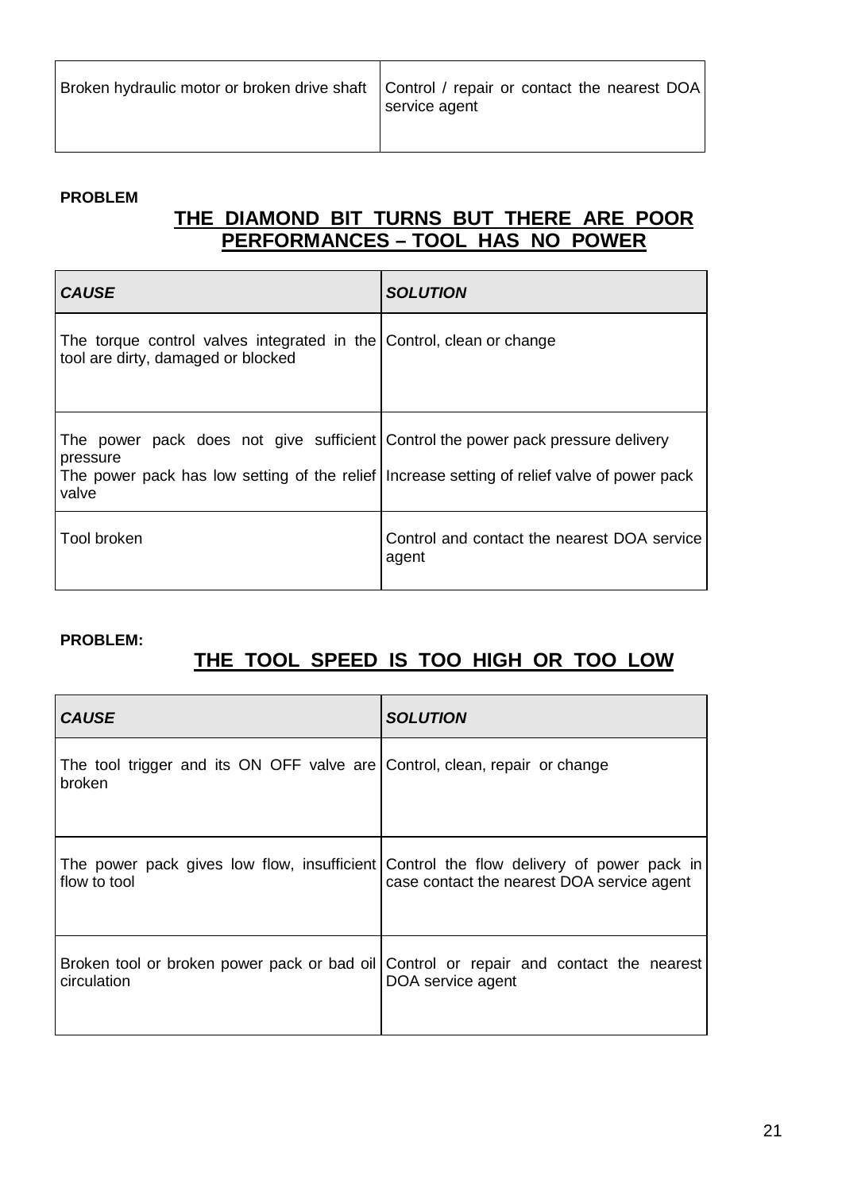| | |
|---|---|
| Broken hydraulic motor or broken drive shaft | Control / repair or contact the nearest DOA service agent |

**PROBLEM**

## THE DIAMOND BIT TURNS BUT THERE ARE POOR PERFORMANCES – TOOL HAS NO POWER

| ***CAUSE*** | ***SOLUTION*** |
|---|---|
| The torque control valves integrated in the tool are dirty, damaged or blocked | Control, clean or change |
| The power pack does not give sufficient pressure<br>The power pack has low setting of the relief valve | Control the power pack pressure delivery<br>Increase setting of relief valve of power pack |
| Tool broken | Control and contact the nearest DOA service agent |

**PROBLEM:**

## THE TOOL SPEED IS TOO HIGH OR TOO LOW

| ***CAUSE*** | ***SOLUTION*** |
|---|---|
| The tool trigger and its ON OFF valve are broken | Control, clean, repair or change |
| The power pack gives low flow, insufficient flow to tool | Control the flow delivery of power pack in case contact the nearest DOA service agent |
| Broken tool or broken power pack or bad oil circulation | Control or repair and contact the nearest DOA service agent |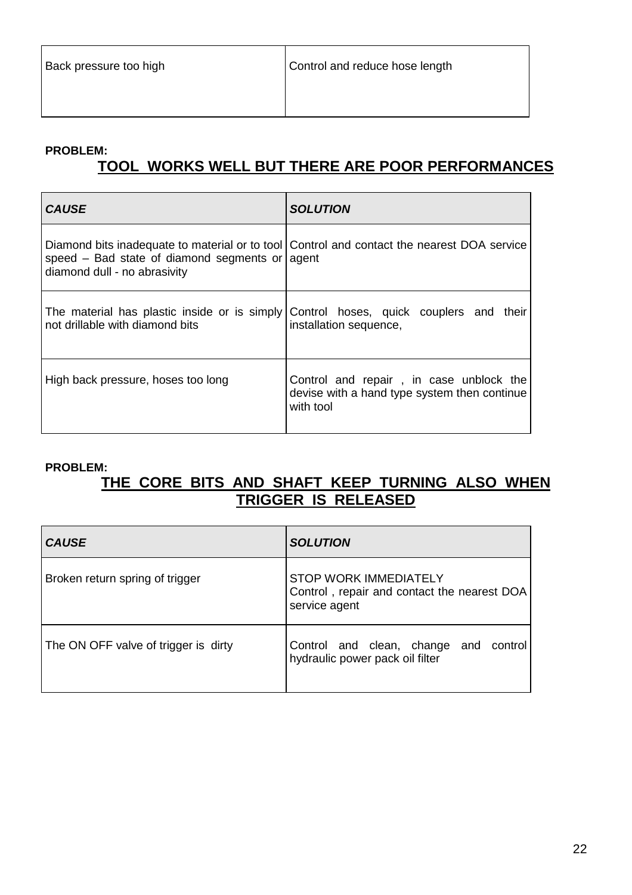| | |
|---|---|
| Back pressure too high | Control and reduce hose length |

**PROBLEM:**

## TOOL WORKS WELL BUT THERE ARE POOR PERFORMANCES

| ***CAUSE*** | ***SOLUTION*** |
|---|---|
| Diamond bits inadequate to material or to tool speed – Bad state of diamond segments or diamond dull - no abrasivity | Control and contact the nearest DOA service agent |
| The material has plastic inside or is simply not drillable with diamond bits | Control hoses, quick couplers and their installation sequence, |
| High back pressure, hoses too long | Control and repair , in case unblock the devise with a hand type system then continue with tool |

**PROBLEM:**

## THE CORE BITS AND SHAFT KEEP TURNING ALSO WHEN TRIGGER IS RELEASED

| ***CAUSE*** | ***SOLUTION*** |
|---|---|
| Broken return spring of trigger | STOP WORK IMMEDIATELY<br>Control , repair and contact the nearest DOA service agent |
| The ON OFF valve of trigger is dirty | Control and clean, change and control hydraulic power pack oil filter |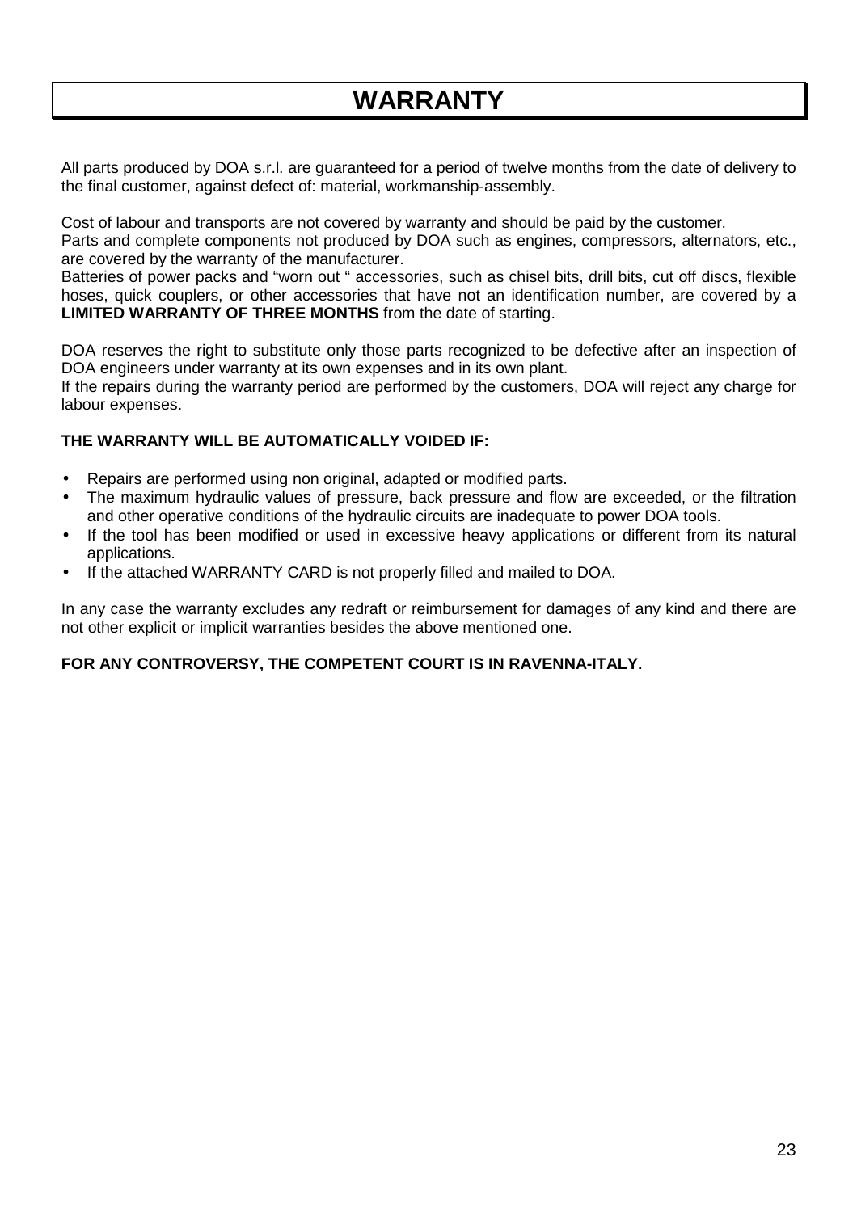# WARRANTY

All parts produced by DOA s.r.l. are guaranteed for a period of twelve months from the date of delivery to the final customer, against defect of: material, workmanship-assembly.

Cost of labour and transports are not covered by warranty and should be paid by the customer.
Parts and complete components not produced by DOA such as engines, compressors, alternators, etc., are covered by the warranty of the manufacturer.
Batteries of power packs and "worn out " accessories, such as chisel bits, drill bits, cut off discs, flexible hoses, quick couplers, or other accessories that have not an identification number, are covered by a **LIMITED WARRANTY OF THREE MONTHS** from the date of starting.

DOA reserves the right to substitute only those parts recognized to be defective after an inspection of DOA engineers under warranty at its own expenses and in its own plant.
If the repairs during the warranty period are performed by the customers, DOA will reject any charge for labour expenses.

**THE WARRANTY WILL BE AUTOMATICALLY VOIDED IF:**

- Repairs are performed using non original, adapted or modified parts.
- The maximum hydraulic values of pressure, back pressure and flow are exceeded, or the filtration and other operative conditions of the hydraulic circuits are inadequate to power DOA tools.
- If the tool has been modified or used in excessive heavy applications or different from its natural applications.
- If the attached WARRANTY CARD is not properly filled and mailed to DOA.

In any case the warranty excludes any redraft or reimbursement for damages of any kind and there are not other explicit or implicit warranties besides the above mentioned one.

**FOR ANY CONTROVERSY, THE COMPETENT COURT IS IN RAVENNA-ITALY.**